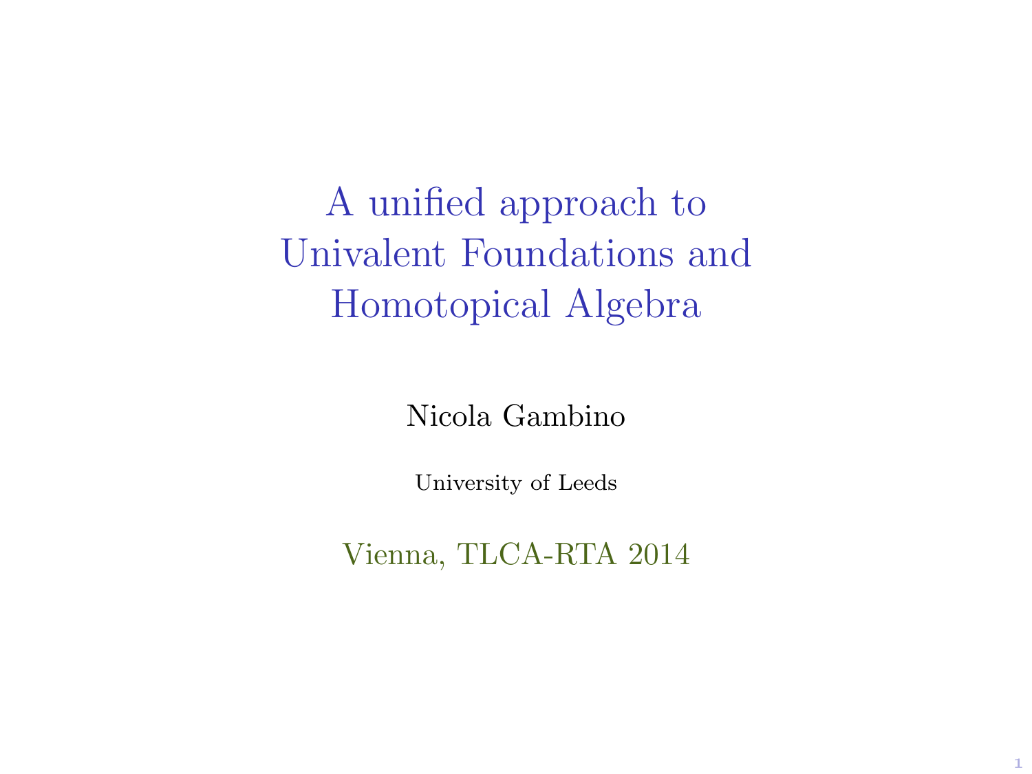# A unified approach to Univalent Foundations and Homotopical Algebra

Nicola Gambino

University of Leeds

Vienna, TLCA-RTA 2014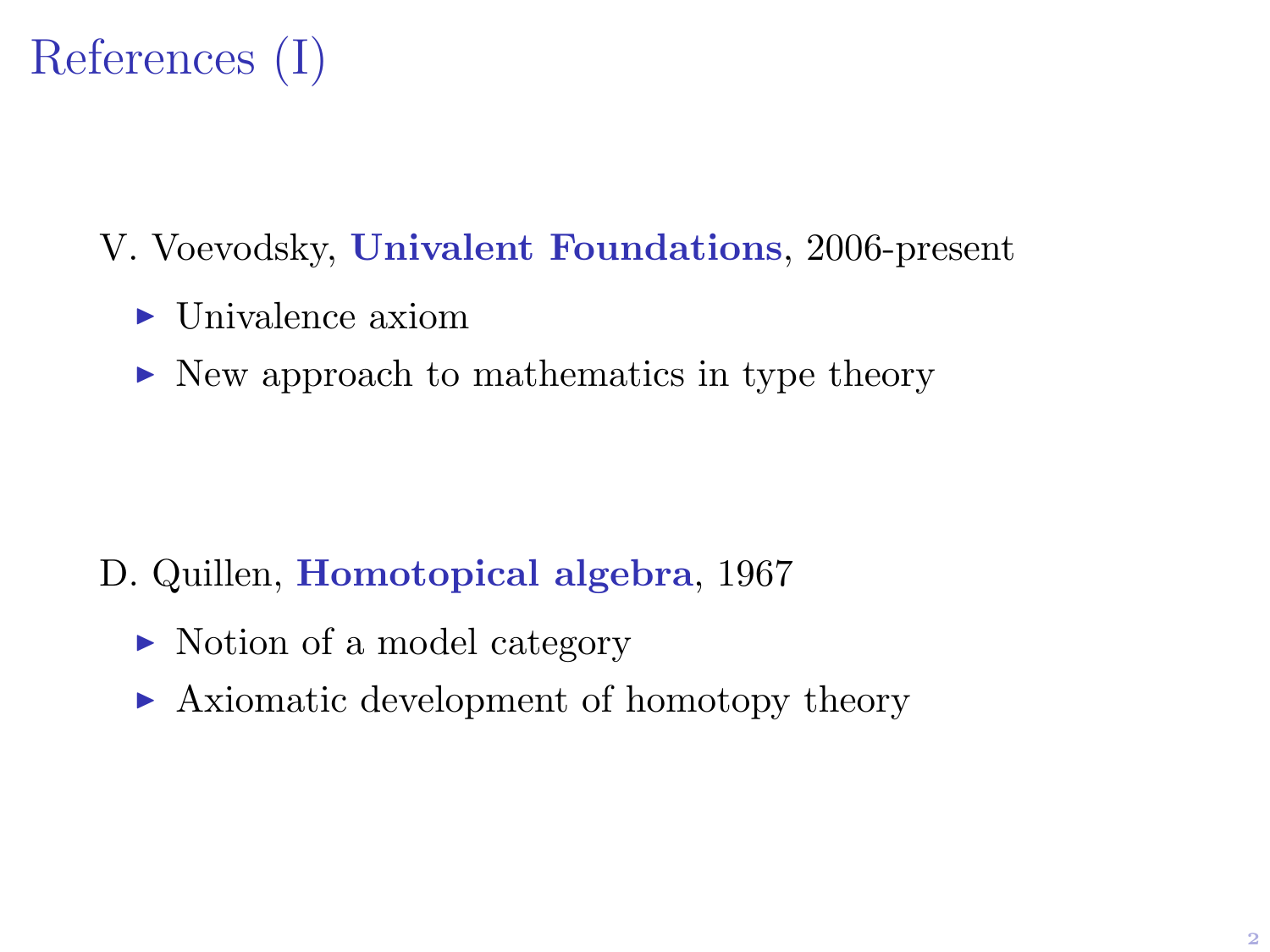# References (I)

V. Voevodsky, **Univalent Foundations**, 2006-present

- Univalence axiom
- New approach to mathematics in type theory

D. Quillen, **Homotopical algebra**, 1967

- Notion of a model category
- Axiomatic development of homotopy theory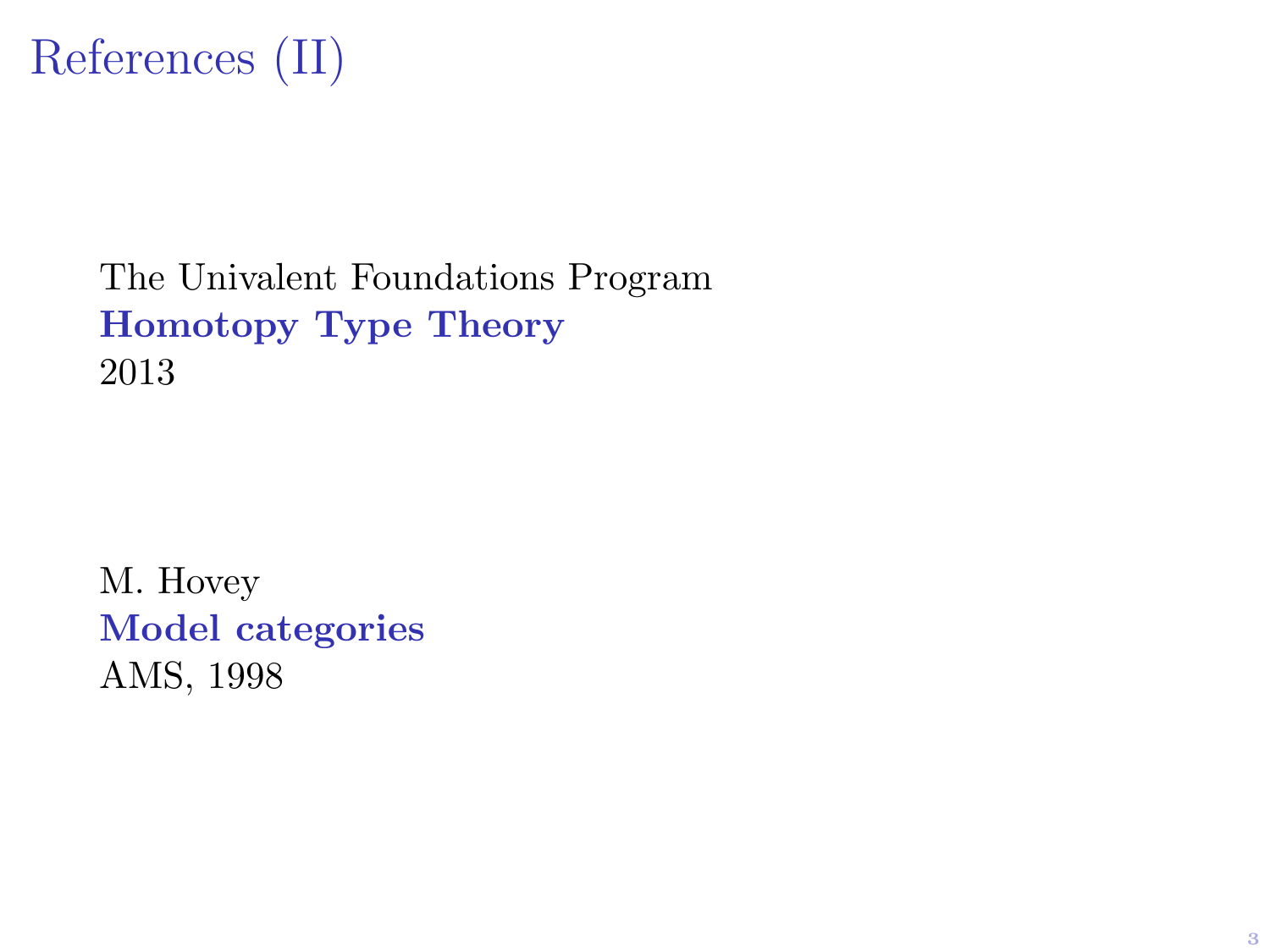# References (II)

The Univalent Foundations Program
**Homotopy Type Theory**
2013

M. Hovey
**Model categories**
AMS, 1998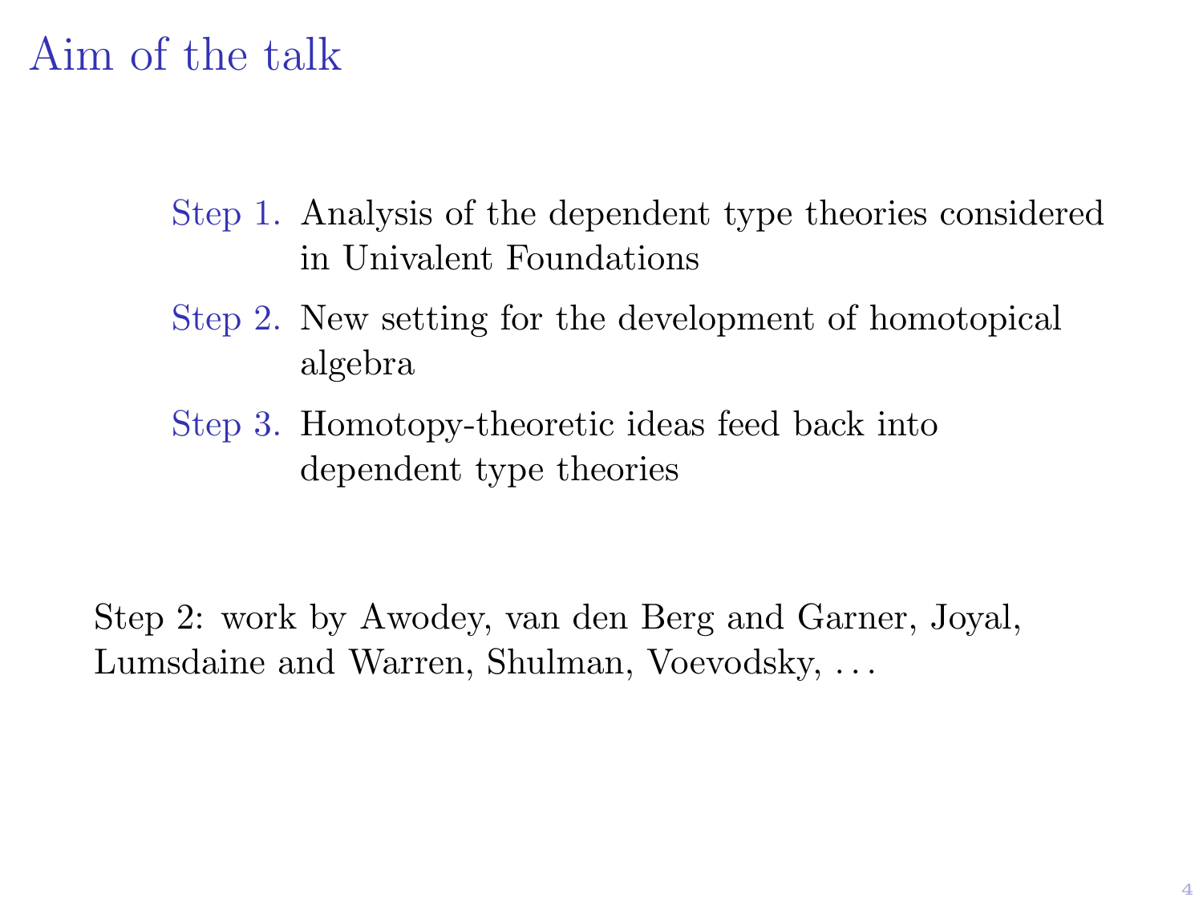# Aim of the talk

Step 1. Analysis of the dependent type theories considered in Univalent Foundations

Step 2. New setting for the development of homotopical algebra

Step 3. Homotopy-theoretic ideas feed back into dependent type theories

Step 2: work by Awodey, van den Berg and Garner, Joyal, Lumsdaine and Warren, Shulman, Voevodsky, ...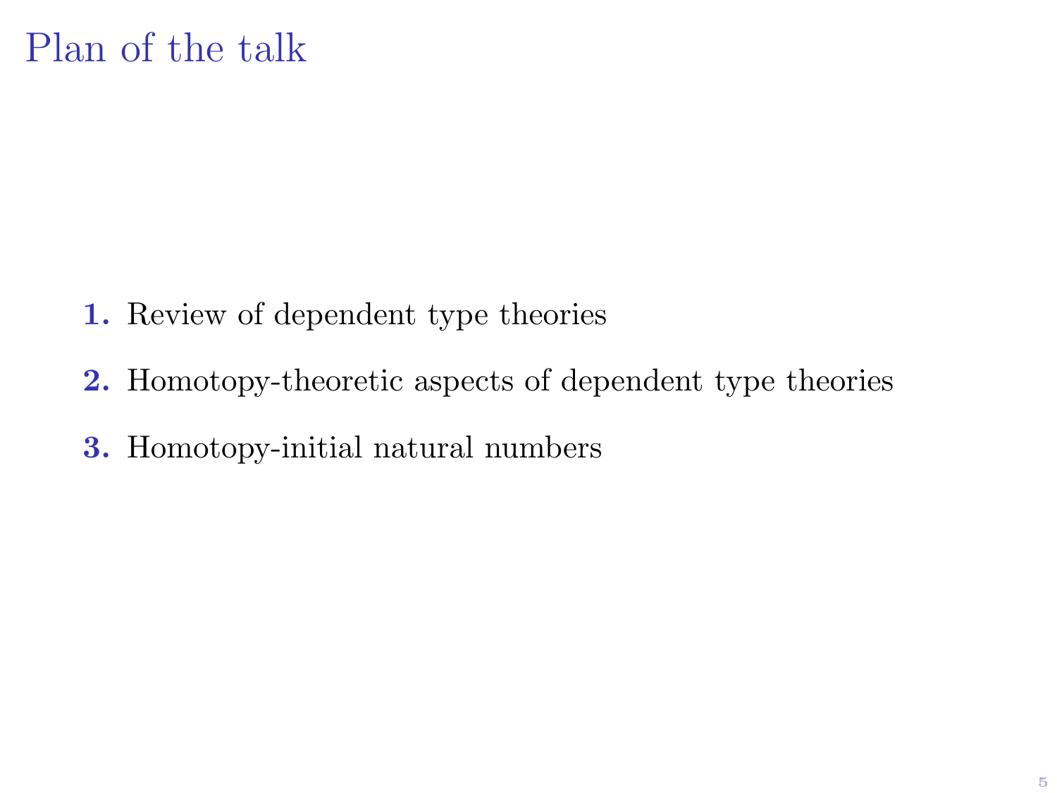# Plan of the talk

1. Review of dependent type theories
2. Homotopy-theoretic aspects of dependent type theories
3. Homotopy-initial natural numbers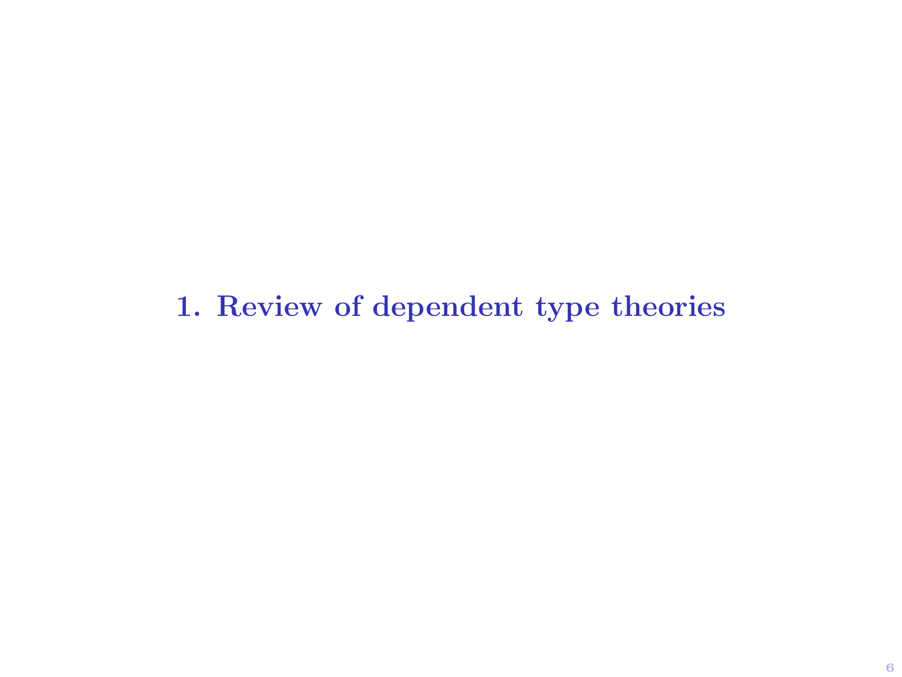# 1. Review of dependent type theories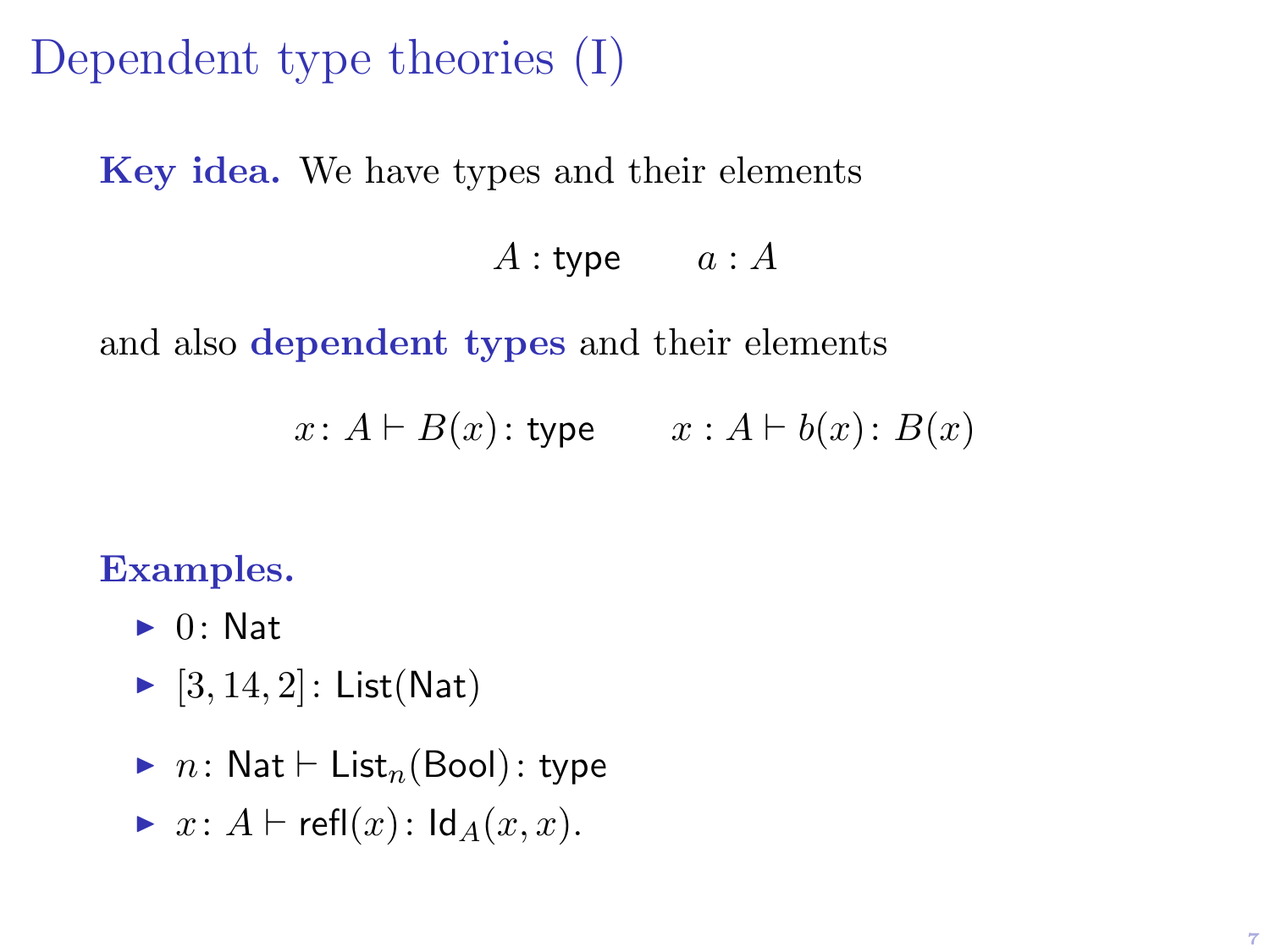# Dependent type theories (I)

**Key idea.** We have types and their elements

$$A : \mathsf{type} \qquad a : A$$

and also **dependent types** and their elements

$$x \colon A \vdash B(x) \colon \mathsf{type} \qquad x : A \vdash b(x) \colon B(x)$$

**Examples.**

- $0 \colon \mathsf{Nat}$
- $[3, 14, 2] \colon \mathsf{List}(\mathsf{Nat})$
- $n \colon \mathsf{Nat} \vdash \mathsf{List}_n(\mathsf{Bool}) \colon \mathsf{type}$
- $x \colon A \vdash \mathsf{refl}(x) \colon \mathsf{Id}_A(x, x)$.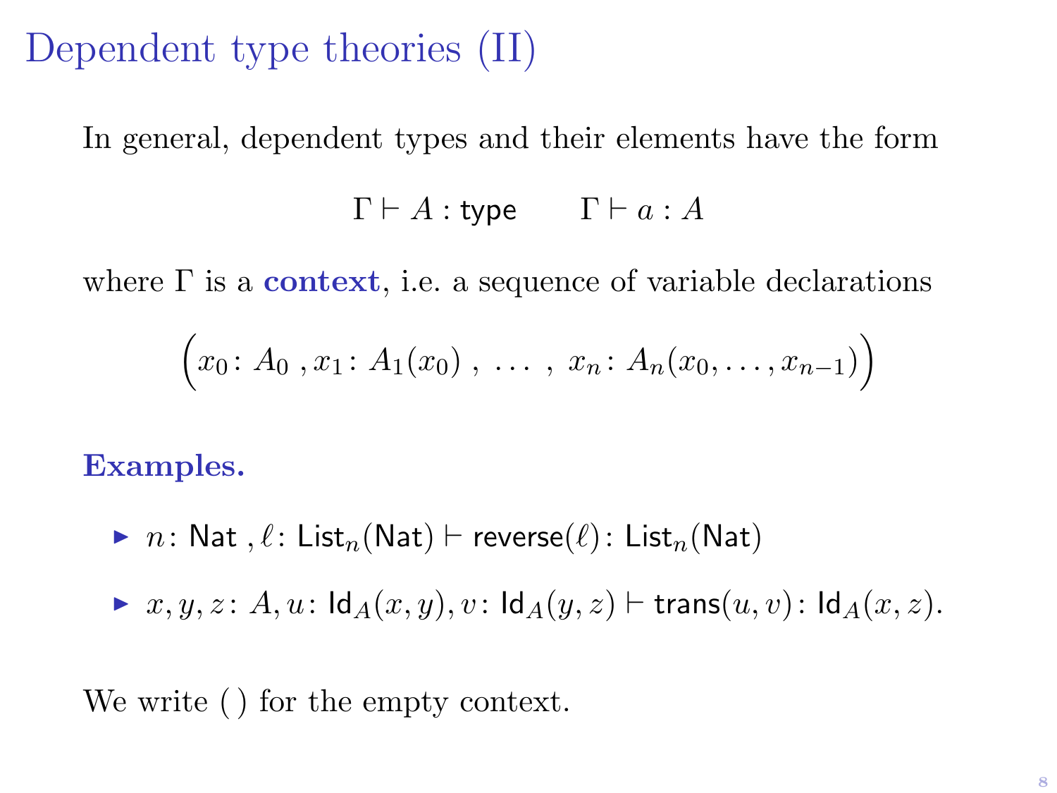# Dependent type theories (II)

In general, dependent types and their elements have the form

$$\Gamma \vdash A : \mathsf{type} \qquad \Gamma \vdash a : A$$

where $\Gamma$ is a **context**, i.e. a sequence of variable declarations

$$\Big(x_0 \colon A_0 \, , x_1 \colon A_1(x_0) \, , \, \ldots \, , \, x_n \colon A_n(x_0, \ldots, x_{n-1})\Big)$$

**Examples.**

- $n \colon \mathsf{Nat} \, , \ell \colon \mathsf{List}_n(\mathsf{Nat}) \vdash \mathsf{reverse}(\ell) \colon \mathsf{List}_n(\mathsf{Nat})$
- $x, y, z \colon A, u \colon \mathsf{Id}_A(x,y), v \colon \mathsf{Id}_A(y,z) \vdash \mathsf{trans}(u,v) \colon \mathsf{Id}_A(x,z).$

We write ( ) for the empty context.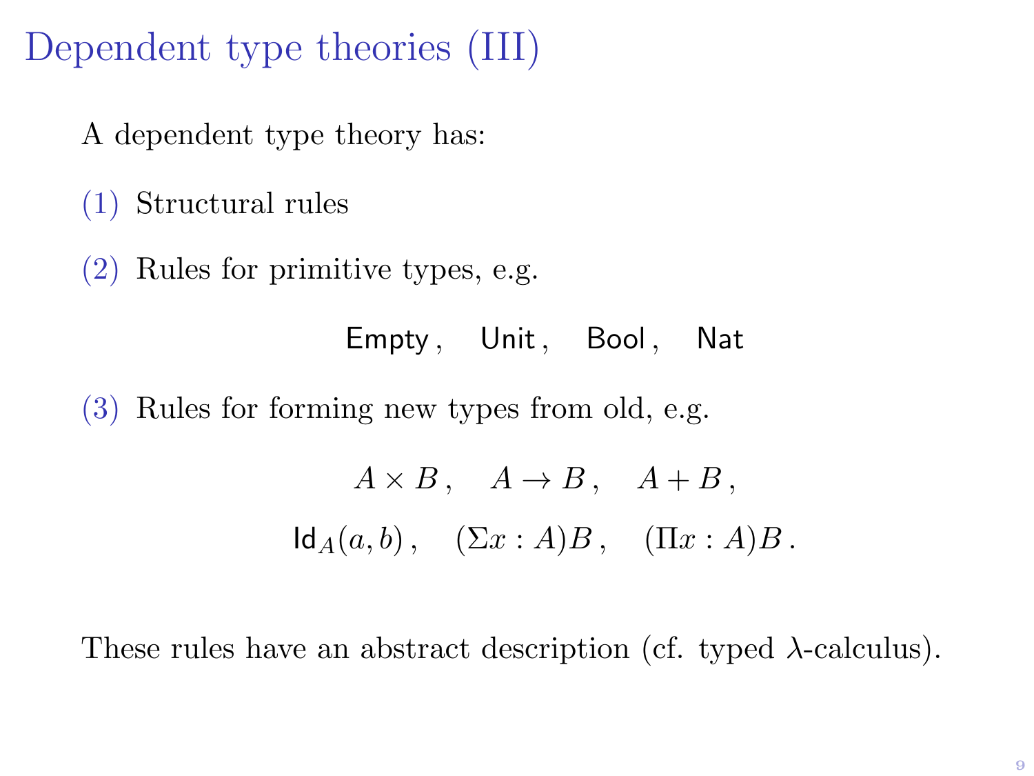# Dependent type theories (III)

A dependent type theory has:

(1) Structural rules

(2) Rules for primitive types, e.g.

$$\mathsf{Empty}\,, \quad \mathsf{Unit}\,, \quad \mathsf{Bool}\,, \quad \mathsf{Nat}$$

(3) Rules for forming new types from old, e.g.

$$A \times B\,, \quad A \to B\,, \quad A + B\,,$$

$$\mathsf{Id}_A(a, b)\,, \quad (\Sigma x : A)B\,, \quad (\Pi x : A)B\,.$$

These rules have an abstract description (cf. typed $\lambda$-calculus).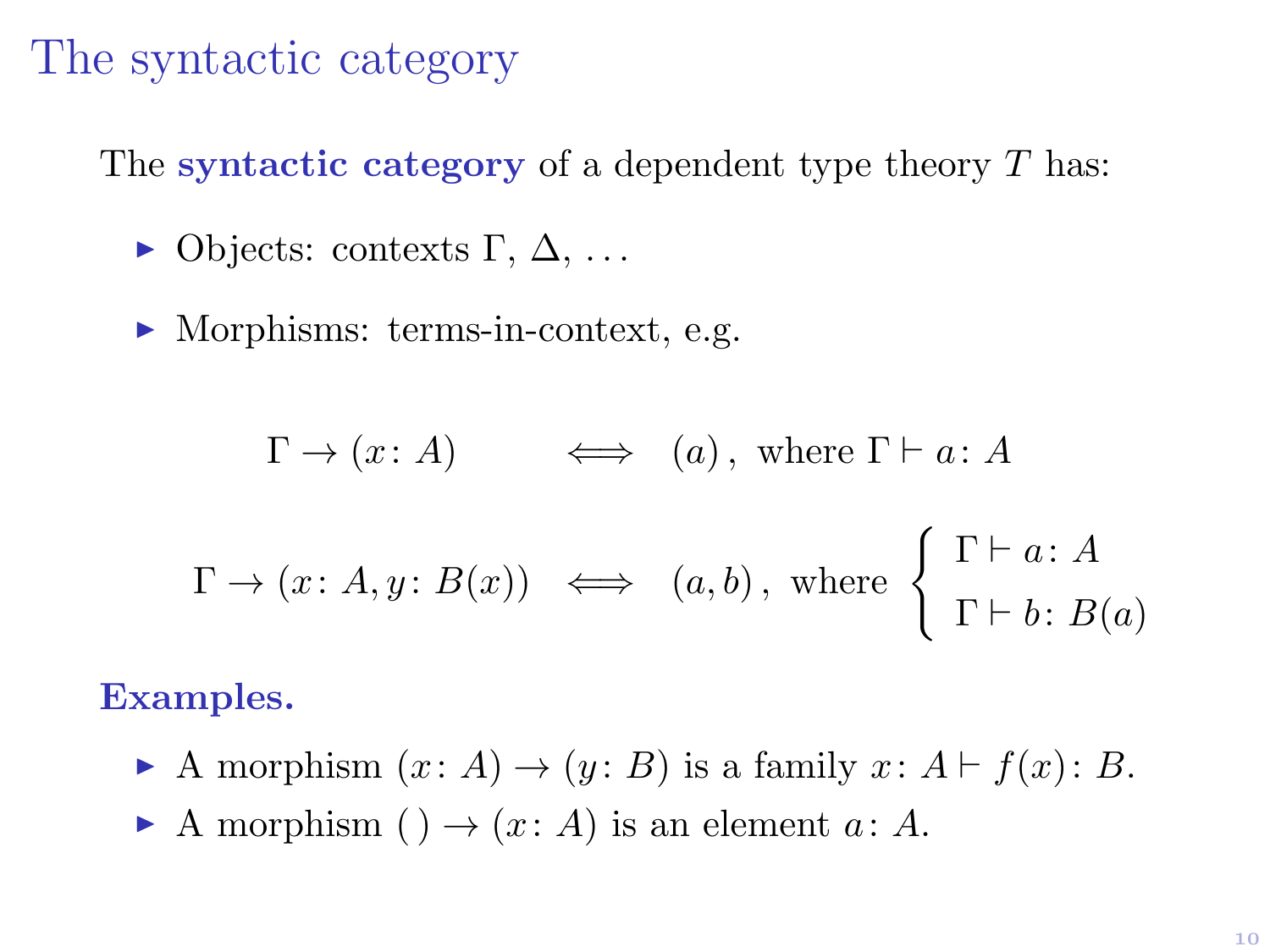# The syntactic category

The **syntactic category** of a dependent type theory $T$ has:

- Objects: contexts $\Gamma$, $\Delta$, ...
- Morphisms: terms-in-context, e.g.

$$\Gamma \to (x\colon A) \qquad \iff \quad (a)\,, \text{ where } \Gamma \vdash a\colon A$$

$$\Gamma \to (x\colon A, y\colon B(x)) \quad \iff \quad (a,b)\,, \text{ where } \begin{cases} \Gamma \vdash a\colon A \\ \Gamma \vdash b\colon B(a) \end{cases}$$

**Examples.**

- A morphism $(x\colon A) \to (y\colon B)$ is a family $x\colon A \vdash f(x)\colon B$.
- A morphism $(\,) \to (x\colon A)$ is an element $a\colon A$.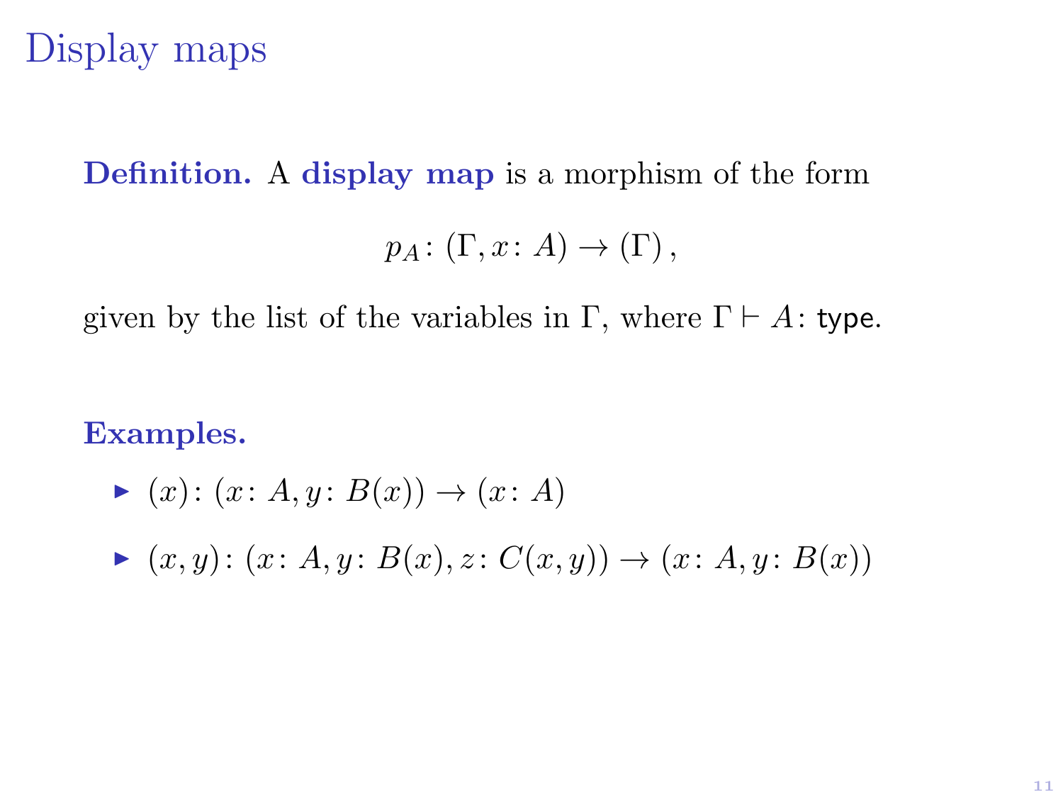# Display maps

**Definition.** A **display map** is a morphism of the form

$$p_A \colon (\Gamma, x \colon A) \to (\Gamma)\,,$$

given by the list of the variables in $\Gamma$, where $\Gamma \vdash A \colon \mathsf{type}$.

**Examples.**

- $(x) \colon (x \colon A, y \colon B(x)) \to (x \colon A)$
- $(x, y) \colon (x \colon A, y \colon B(x), z \colon C(x, y)) \to (x \colon A, y \colon B(x))$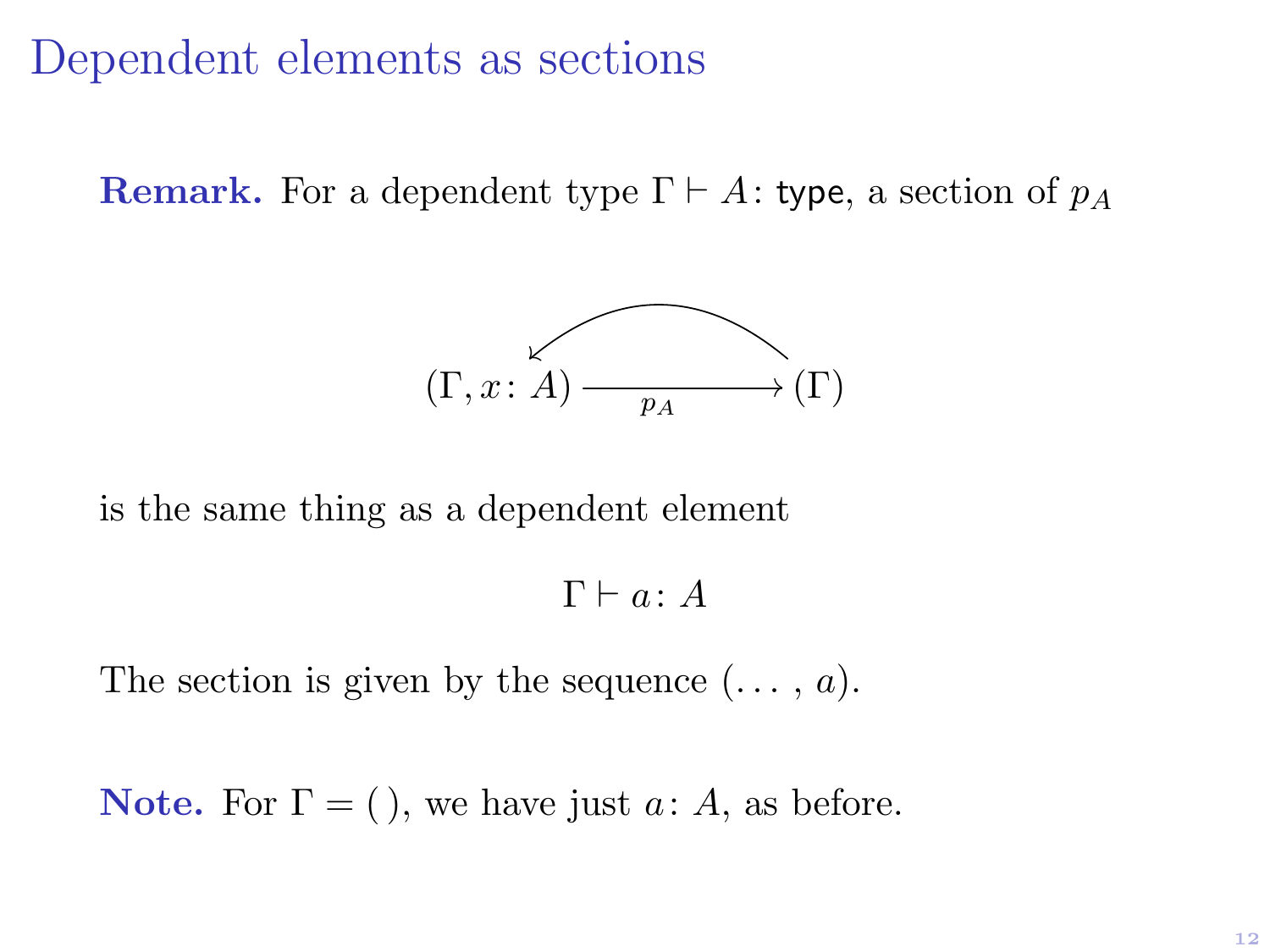# Dependent elements as sections

**Remark.** For a dependent type $\Gamma \vdash A\colon \mathsf{type}$, a section of $p_A$

$$(\Gamma, x\colon A) \xrightarrow{p_A} (\Gamma)$$

is the same thing as a dependent element

$$\Gamma \vdash a\colon A$$

The section is given by the sequence $(\dots, a)$.

**Note.** For $\Gamma = (\,)$, we have just $a\colon A$, as before.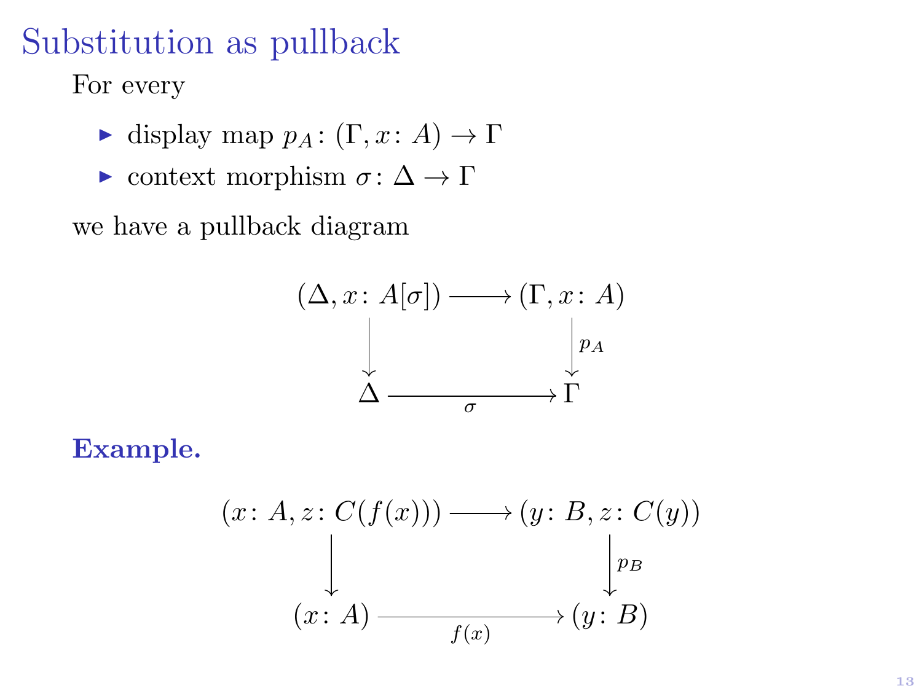# Substitution as pullback

For every

- display map $p_A \colon (\Gamma, x \colon A) \to \Gamma$
- context morphism $\sigma \colon \Delta \to \Gamma$

we have a pullback diagram

$$
\begin{array}{ccc}
(\Delta, x \colon A[\sigma]) & \longrightarrow & (\Gamma, x \colon A) \\
\big\downarrow & & \big\downarrow {\scriptstyle p_A} \\
\Delta & \xrightarrow[\sigma]{} & \Gamma
\end{array}
$$

**Example.**

$$
\begin{array}{ccc}
(x \colon A, z \colon C(f(x))) & \longrightarrow & (y \colon B, z \colon C(y)) \\
\big\downarrow & & \big\downarrow {\scriptstyle p_B} \\
(x \colon A) & \xrightarrow[f(x)]{} & (y \colon B)
\end{array}
$$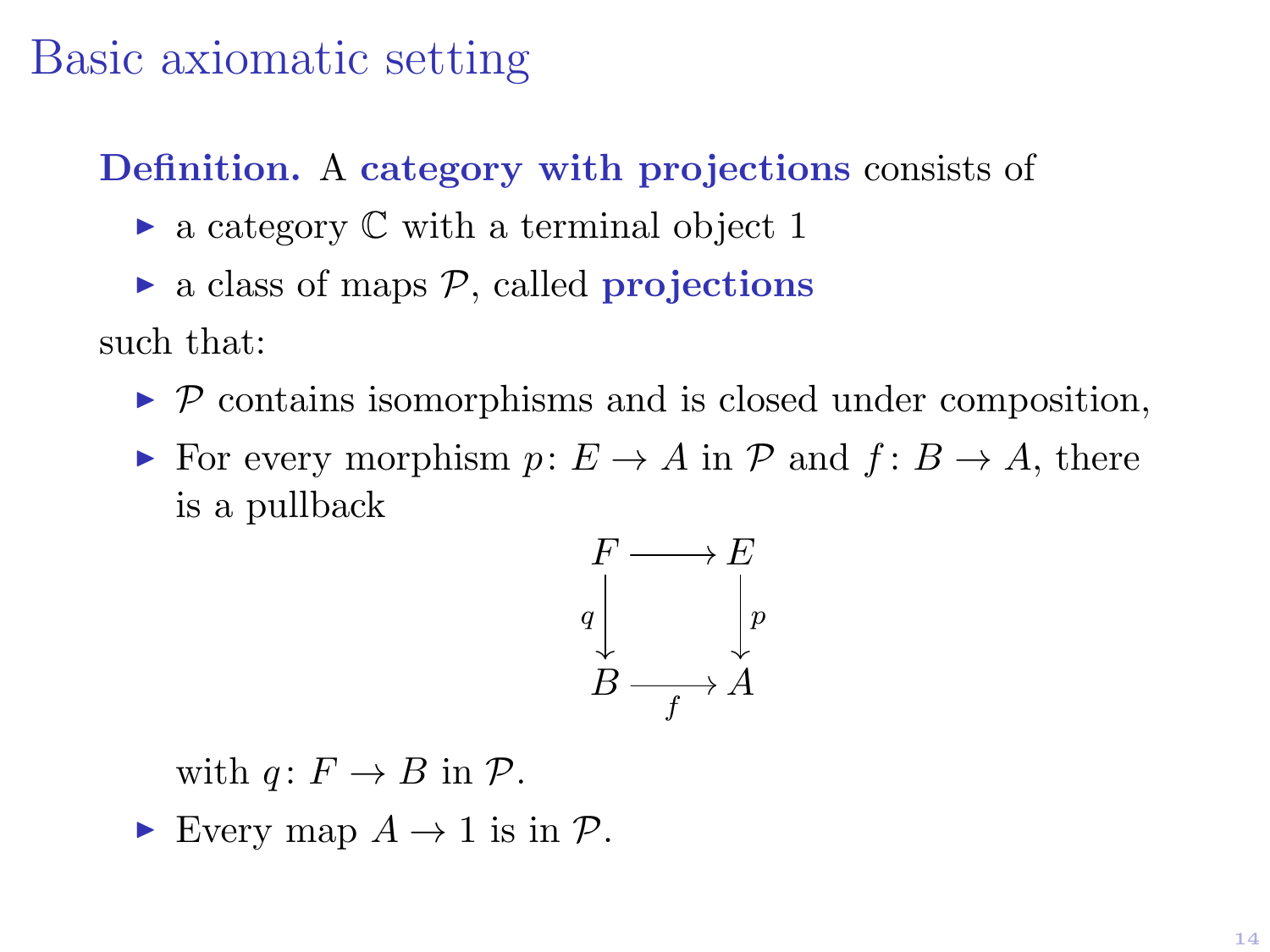# Basic axiomatic setting

**Definition.** A **category with projections** consists of

- a category $\mathbb{C}$ with a terminal object $1$
- a class of maps $\mathcal{P}$, called **projections**

such that:

- $\mathcal{P}$ contains isomorphisms and is closed under composition,
- For every morphism $p \colon E \to A$ in $\mathcal{P}$ and $f \colon B \to A$, there is a pullback

$$\begin{array}{ccc} F & \longrightarrow & E \\ {\scriptstyle q}\downarrow & & \downarrow{\scriptstyle p} \\ B & \xrightarrow[f]{} & A \end{array}$$

  with $q \colon F \to B$ in $\mathcal{P}$.

- Every map $A \to 1$ is in $\mathcal{P}$.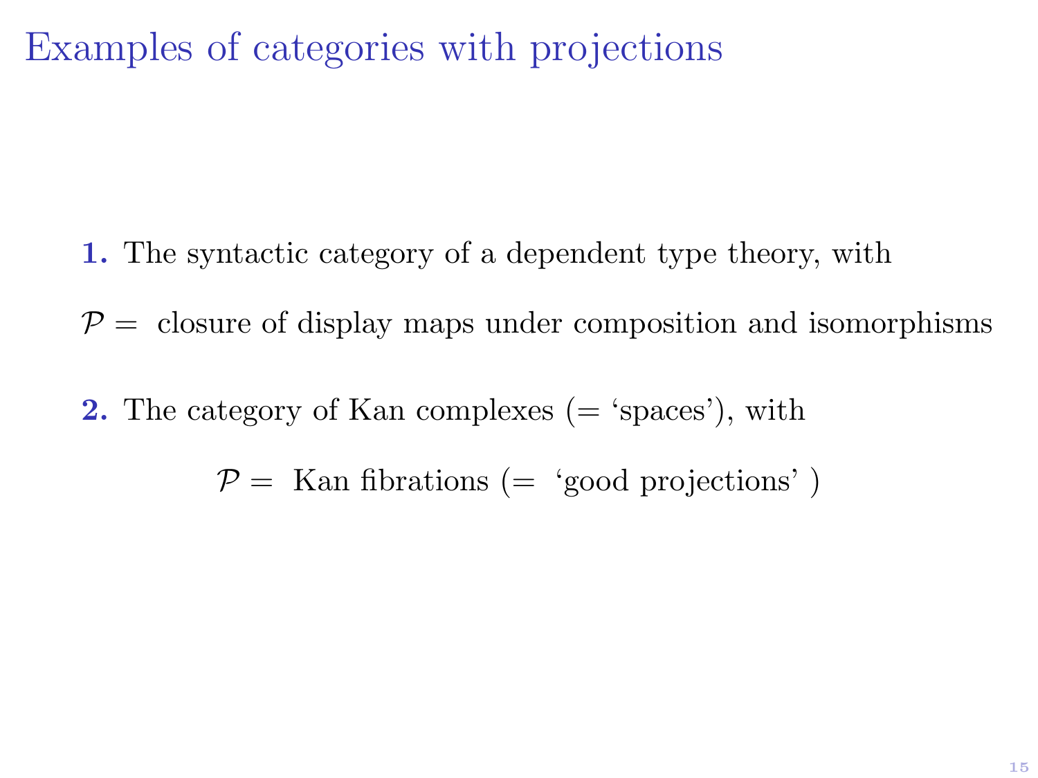# Examples of categories with projections

**1.** The syntactic category of a dependent type theory, with

$\mathcal{P} =$ closure of display maps under composition and isomorphisms

**2.** The category of Kan complexes (= 'spaces'), with

$\mathcal{P} =$ Kan fibrations (= 'good projections' )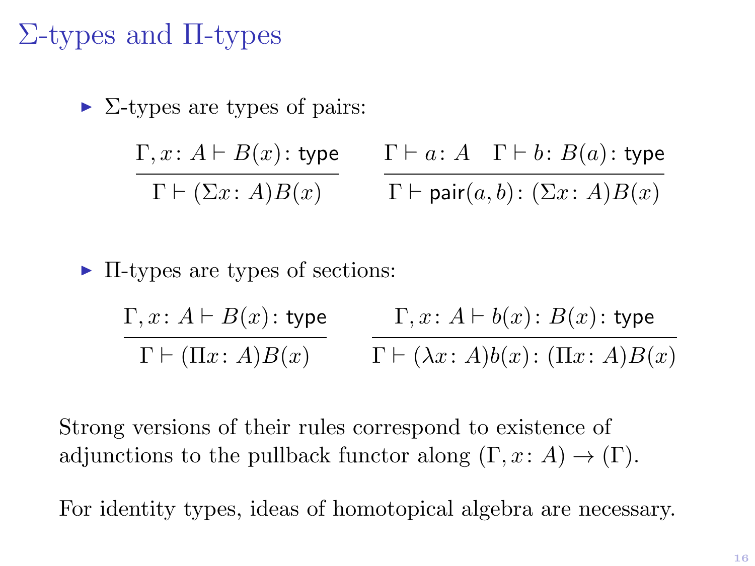# Σ-types and Π-types

- Σ-types are types of pairs:

$$\frac{\Gamma, x\colon A \vdash B(x)\colon \mathsf{type}}{\Gamma \vdash (\Sigma x\colon A)B(x)} \qquad \frac{\Gamma \vdash a\colon A \quad \Gamma \vdash b\colon B(a)\colon \mathsf{type}}{\Gamma \vdash \mathsf{pair}(a,b)\colon (\Sigma x\colon A)B(x)}$$

- Π-types are types of sections:

$$\frac{\Gamma, x\colon A \vdash B(x)\colon \mathsf{type}}{\Gamma \vdash (\Pi x\colon A)B(x)} \qquad \frac{\Gamma, x\colon A \vdash b(x)\colon B(x)\colon \mathsf{type}}{\Gamma \vdash (\lambda x\colon A)b(x)\colon (\Pi x\colon A)B(x)}$$

Strong versions of their rules correspond to existence of adjunctions to the pullback functor along $(\Gamma, x\colon A) \to (\Gamma)$.

For identity types, ideas of homotopical algebra are necessary.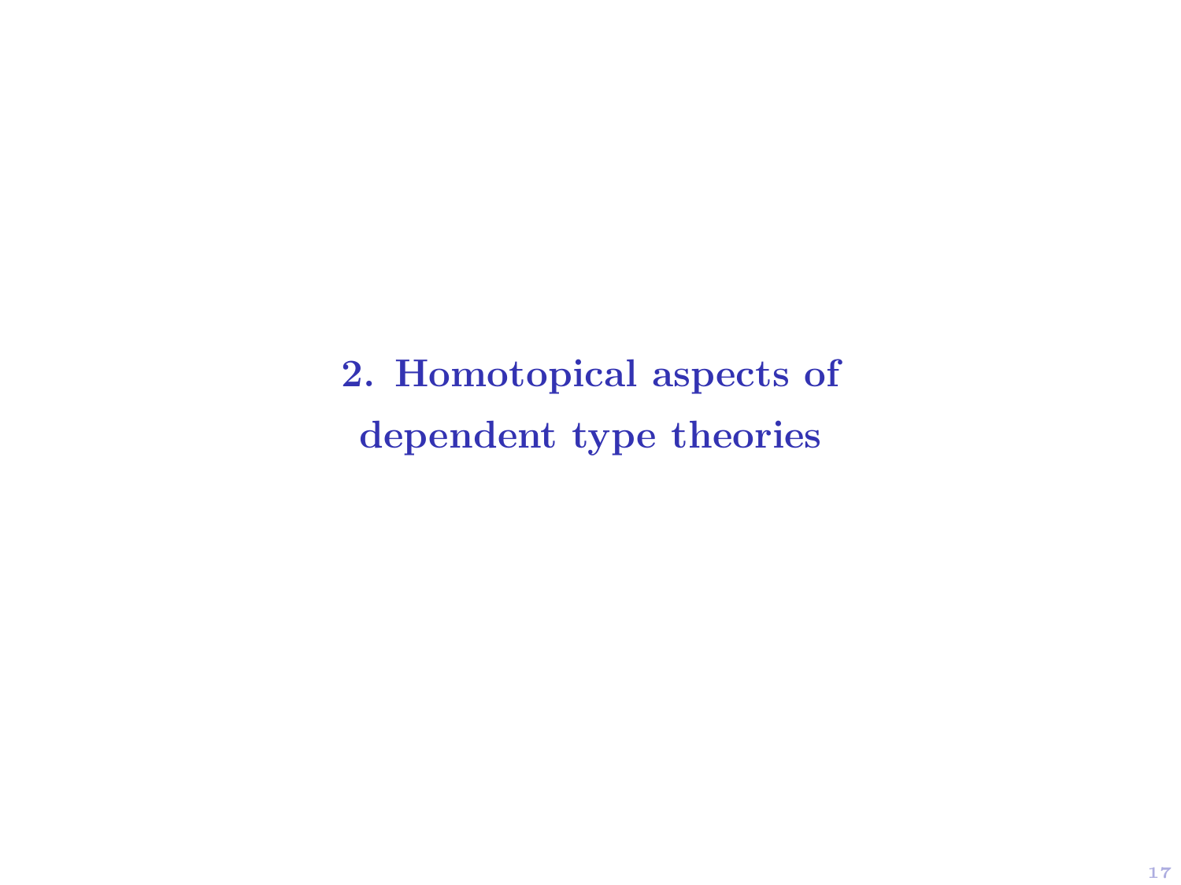# 2. Homotopical aspects of dependent type theories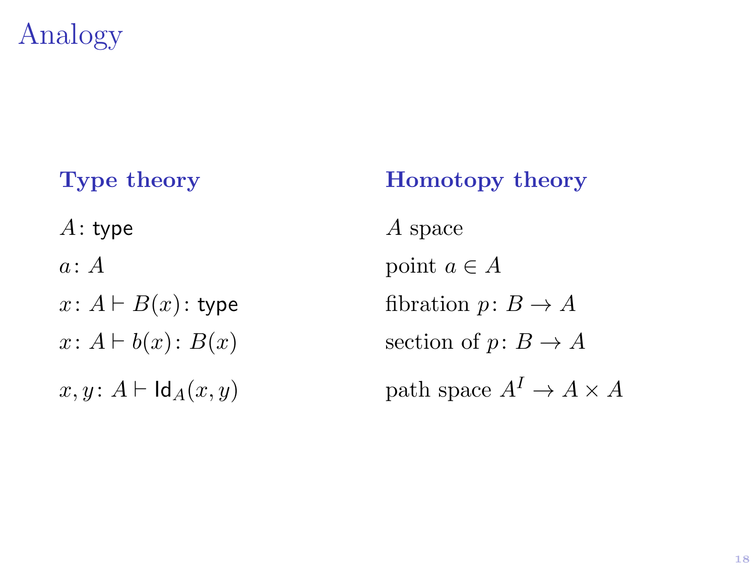# Analogy

| **Type theory** | **Homotopy theory** |
| --- | --- |
| $A \colon \mathsf{type}$ | $A$ space |
| $a \colon A$ | point $a \in A$ |
| $x \colon A \vdash B(x) \colon \mathsf{type}$ | fibration $p \colon B \to A$ |
| $x \colon A \vdash b(x) \colon B(x)$ | section of $p \colon B \to A$ |
| $x, y \colon A \vdash \mathsf{Id}_A(x, y)$ | path space $A^I \to A \times A$ |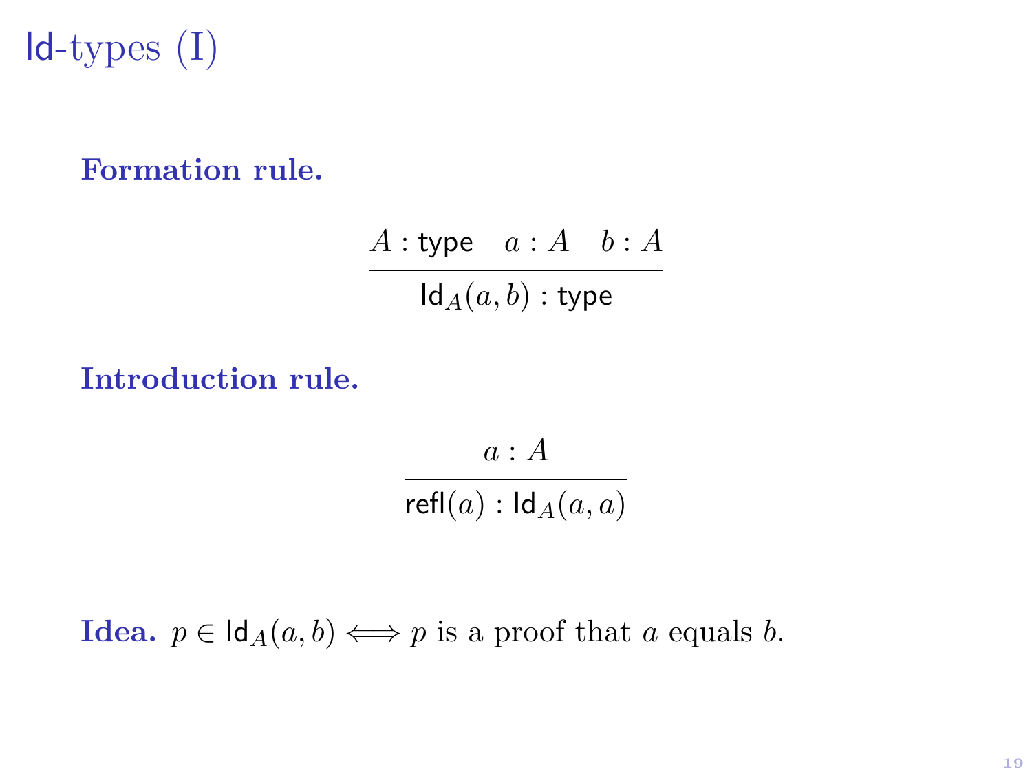# Id-types (I)

**Formation rule.**

$$\frac{A : \mathsf{type} \quad a : A \quad b : A}{\mathsf{Id}_A(a, b) : \mathsf{type}}$$

**Introduction rule.**

$$\frac{a : A}{\mathsf{refl}(a) : \mathsf{Id}_A(a, a)}$$

**Idea.** $p \in \mathsf{Id}_A(a, b) \iff p$ is a proof that $a$ equals $b$.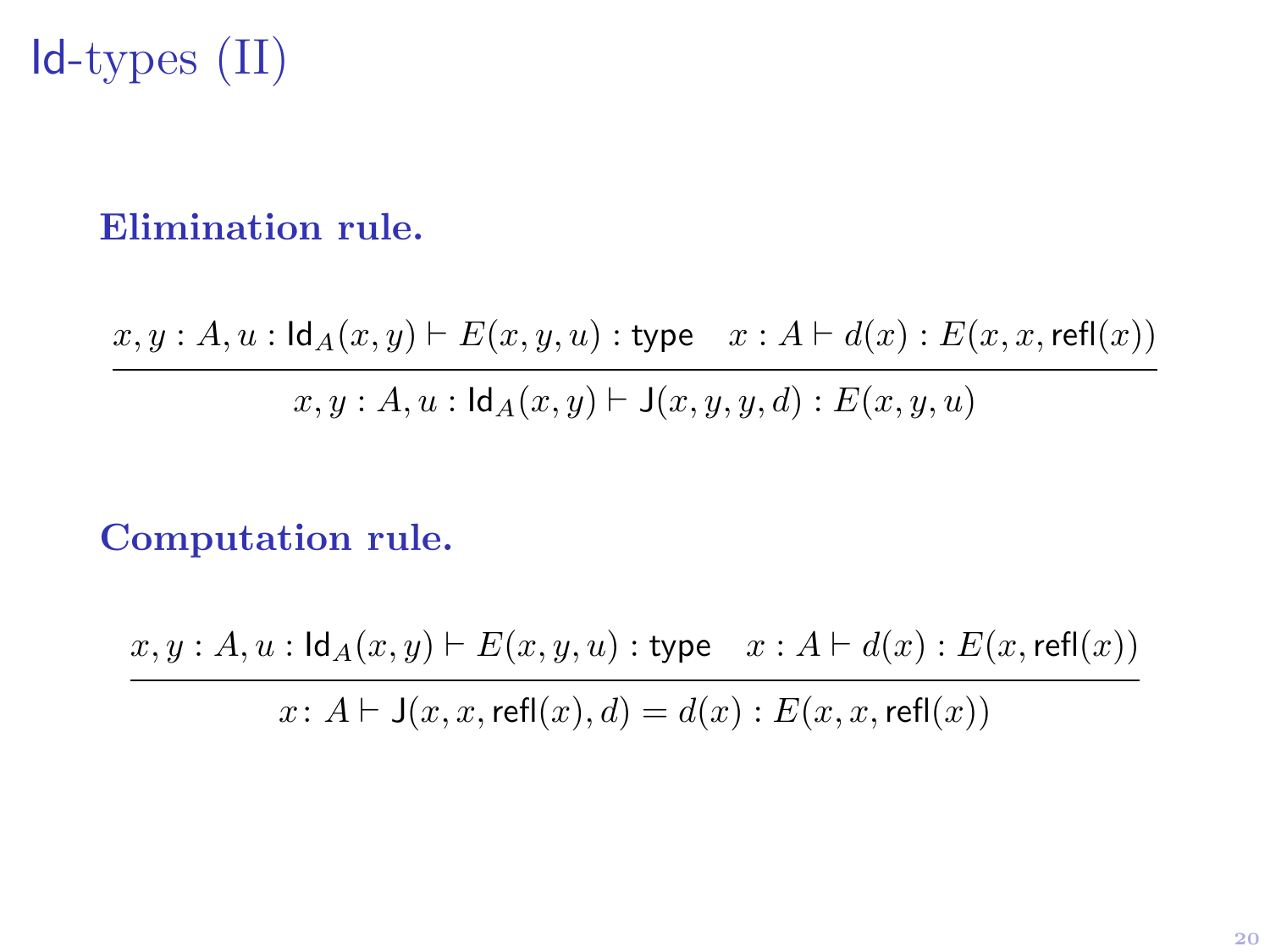# Id-types (II)

**Elimination rule.**

$$\frac{x, y : A, u : \mathsf{Id}_A(x,y) \vdash E(x,y,u) : \mathsf{type} \quad x : A \vdash d(x) : E(x,x,\mathsf{refl}(x))}{x, y : A, u : \mathsf{Id}_A(x,y) \vdash \mathsf{J}(x,y,y,d) : E(x,y,u)}$$

**Computation rule.**

$$\frac{x, y : A, u : \mathsf{Id}_A(x,y) \vdash E(x,y,u) : \mathsf{type} \quad x : A \vdash d(x) : E(x,\mathsf{refl}(x))}{x \colon A \vdash \mathsf{J}(x,x,\mathsf{refl}(x),d) = d(x) : E(x,x,\mathsf{refl}(x))}$$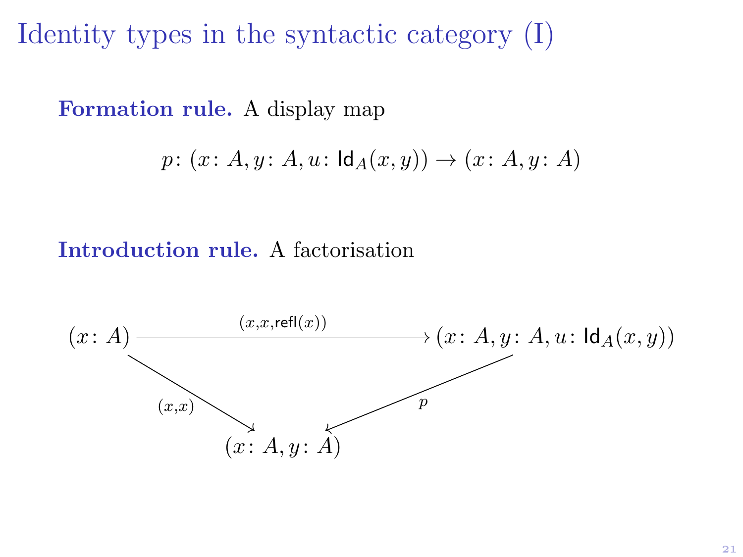# Identity types in the syntactic category (I)

**Formation rule.** A display map

$$p\colon (x\colon A, y\colon A, u\colon \mathsf{Id}_A(x,y)) \to (x\colon A, y\colon A)$$

**Introduction rule.** A factorisation

$$\begin{array}{ccc}
(x\colon A) & \xrightarrow{(x,x,\mathsf{refl}(x))} & (x\colon A, y\colon A, u\colon \mathsf{Id}_A(x,y)) \\
& {\scriptstyle (x,x)} \searrow \quad \swarrow {\scriptstyle p} & \\
& (x\colon A, y\colon A) &
\end{array}$$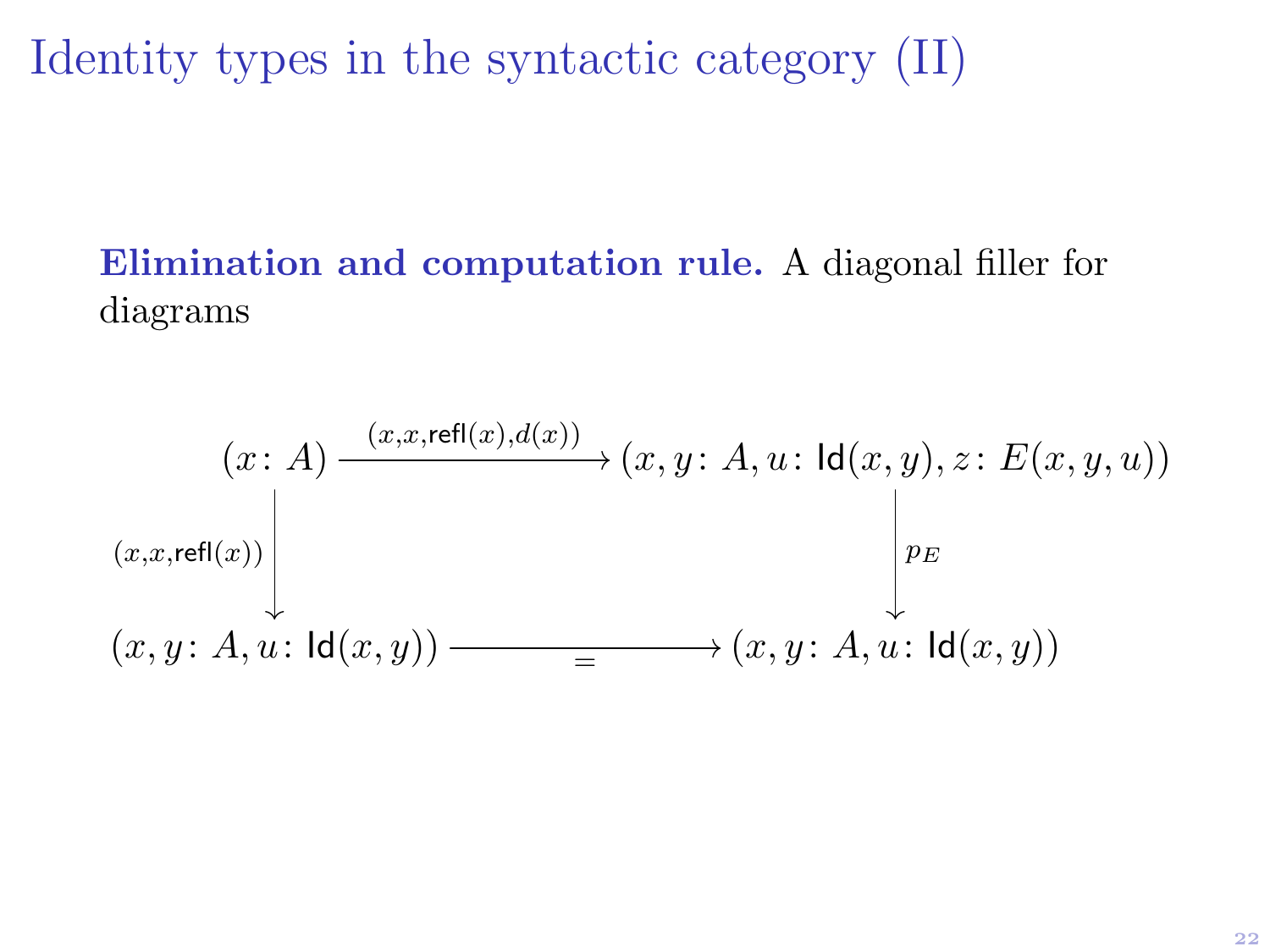# Identity types in the syntactic category (II)

**Elimination and computation rule.** A diagonal filler for diagrams

$$
\begin{array}{ccc}
(x\colon A) & \xrightarrow{(x,x,\mathsf{refl}(x),d(x))} & (x,y\colon A, u\colon \mathsf{Id}(x,y), z\colon E(x,y,u)) \\
\Big\downarrow{\scriptstyle (x,x,\mathsf{refl}(x))} & & \Big\downarrow{\scriptstyle p_E} \\
(x,y\colon A, u\colon \mathsf{Id}(x,y)) & \xrightarrow[=]{} & (x,y\colon A, u\colon \mathsf{Id}(x,y))
\end{array}
$$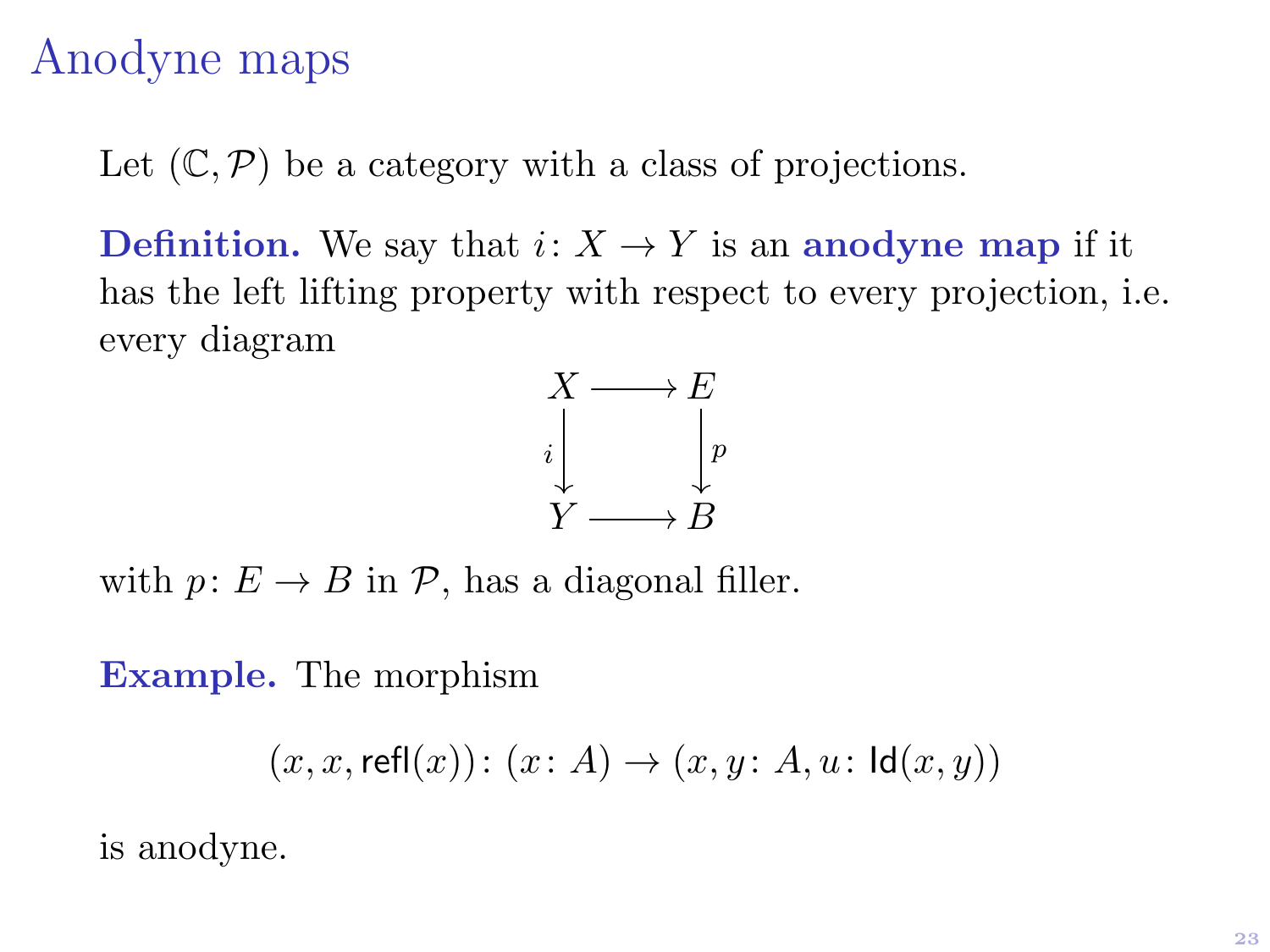# Anodyne maps

Let $(\mathbb{C}, \mathcal{P})$ be a category with a class of projections.

**Definition.** We say that $i \colon X \to Y$ is an **anodyne map** if it has the left lifting property with respect to every projection, i.e. every diagram

$$\begin{array}{ccc} X & \longrightarrow & E \\ {\scriptstyle i}\downarrow & & \downarrow{\scriptstyle p} \\ Y & \longrightarrow & B \end{array}$$

with $p \colon E \to B$ in $\mathcal{P}$, has a diagonal filler.

**Example.** The morphism

$$(x, x, \mathsf{refl}(x)) \colon (x \colon A) \to (x, y \colon A, u \colon \mathsf{Id}(x, y))$$

is anodyne.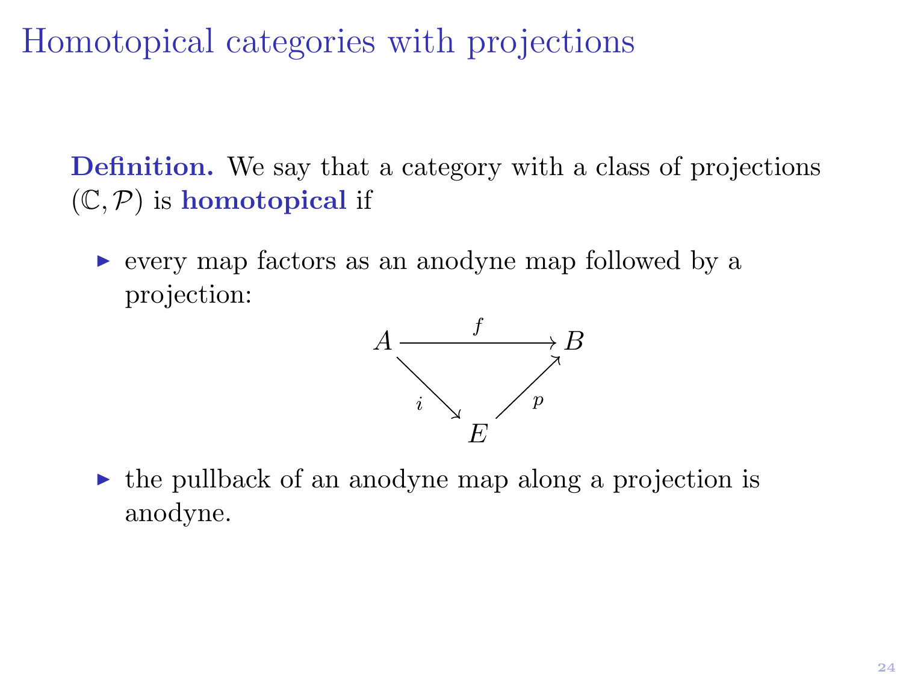# Homotopical categories with projections

**Definition.** We say that a category with a class of projections $(\mathbb{C}, \mathcal{P})$ is **homotopical** if

- every map factors as an anodyne map followed by a projection:

$$\begin{array}{ccc} A & \xrightarrow{f} & B \\ & {}_{i}\searrow \quad \nearrow_{p} & \\ & E & \end{array}$$

- the pullback of an anodyne map along a projection is anodyne.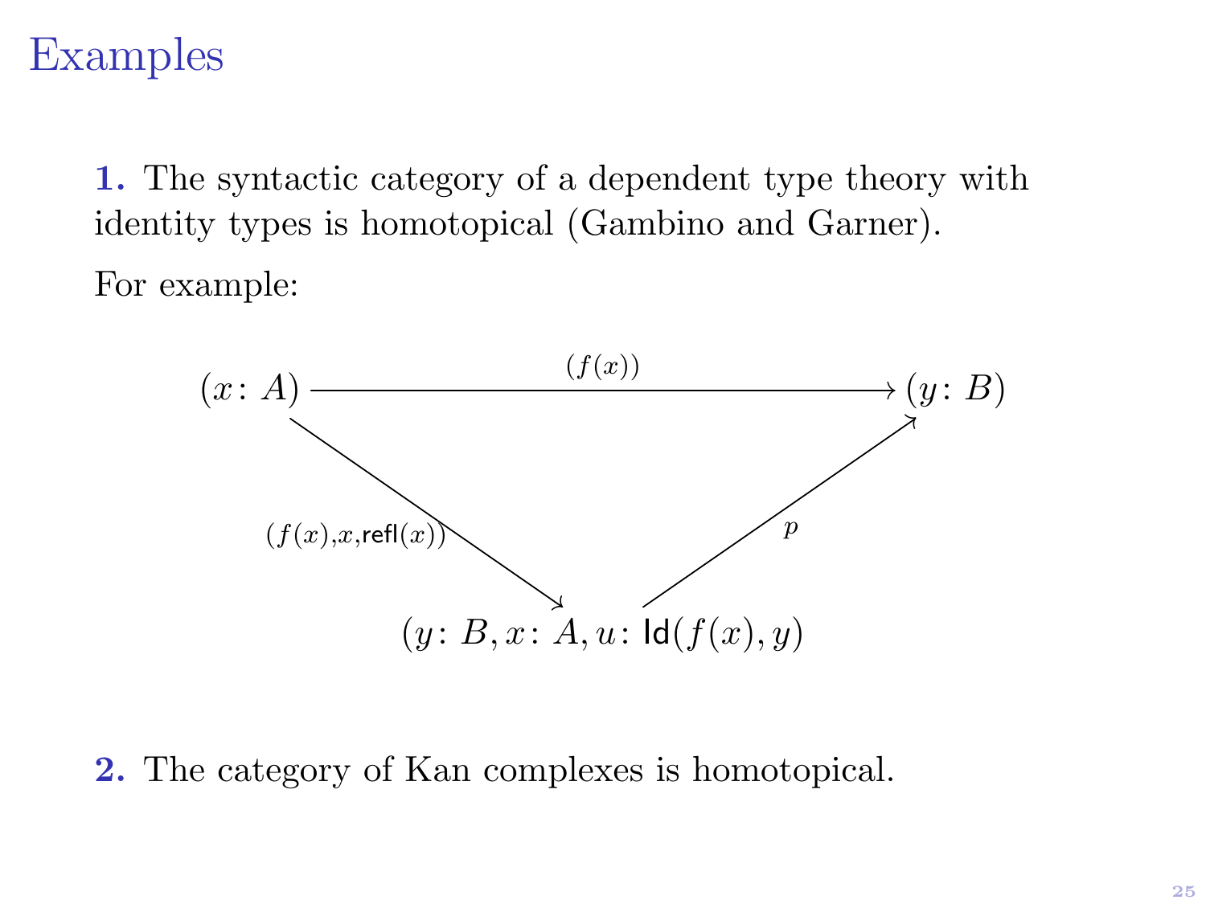# Examples

**1.** The syntactic category of a dependent type theory with identity types is homotopical (Gambino and Garner).

For example:

$$
\begin{array}{ccc}
(x\colon A) & \xrightarrow{\quad (f(x)) \quad} & (y\colon B) \\
& \searrow^{(f(x), x, \mathsf{refl}(x))} \qquad \nearrow_{p} & \\
& (y\colon B, x\colon A, u\colon \mathsf{Id}(f(x), y)) &
\end{array}
$$

**2.** The category of Kan complexes is homotopical.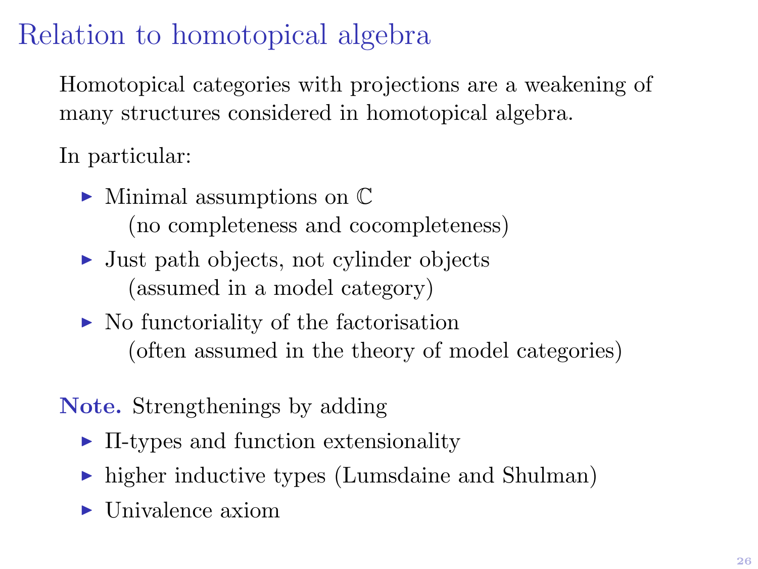# Relation to homotopical algebra

Homotopical categories with projections are a weakening of many structures considered in homotopical algebra.

In particular:

- Minimal assumptions on $\mathbb{C}$
  (no completeness and cocompleteness)
- Just path objects, not cylinder objects
  (assumed in a model category)
- No functoriality of the factorisation
  (often assumed in the theory of model categories)

**Note.** Strengthenings by adding

- $\Pi$-types and function extensionality
- higher inductive types (Lumsdaine and Shulman)
- Univalence axiom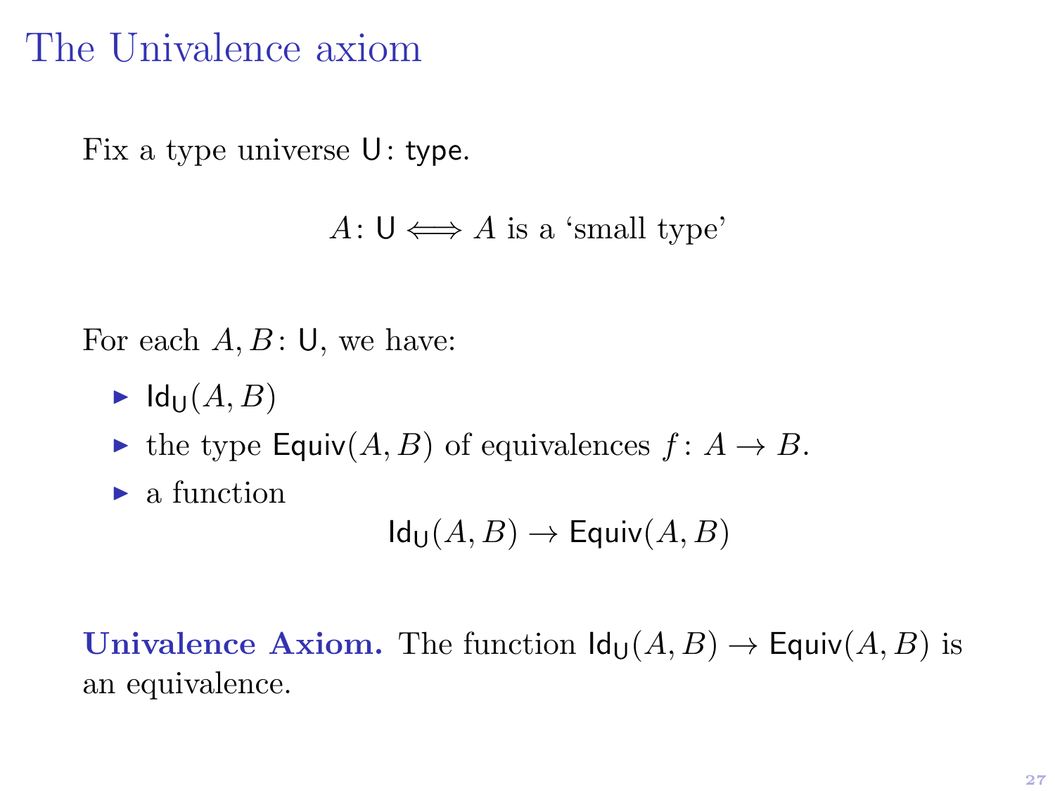# The Univalence axiom

Fix a type universe $\mathsf{U}\colon \mathsf{type}$.

$$A\colon \mathsf{U} \Longleftrightarrow A \text{ is a `small type'}$$

For each $A, B\colon \mathsf{U}$, we have:

- $\mathsf{Id}_{\mathsf{U}}(A, B)$
- the type $\mathsf{Equiv}(A, B)$ of equivalences $f\colon A \to B$.
- a function

$$\mathsf{Id}_{\mathsf{U}}(A, B) \to \mathsf{Equiv}(A, B)$$

**Univalence Axiom.** The function $\mathsf{Id}_{\mathsf{U}}(A, B) \to \mathsf{Equiv}(A, B)$ is an equivalence.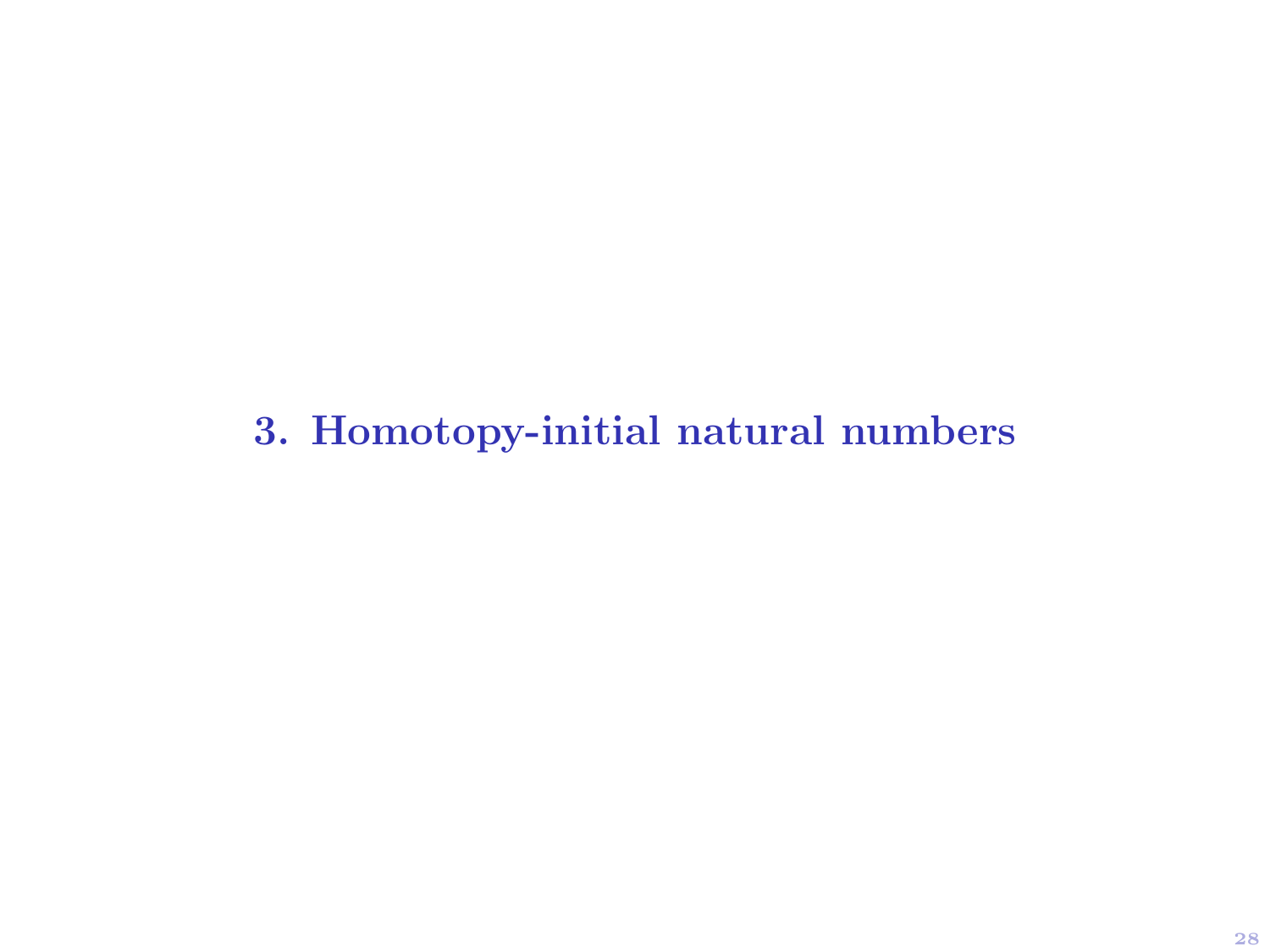# 3. Homotopy-initial natural numbers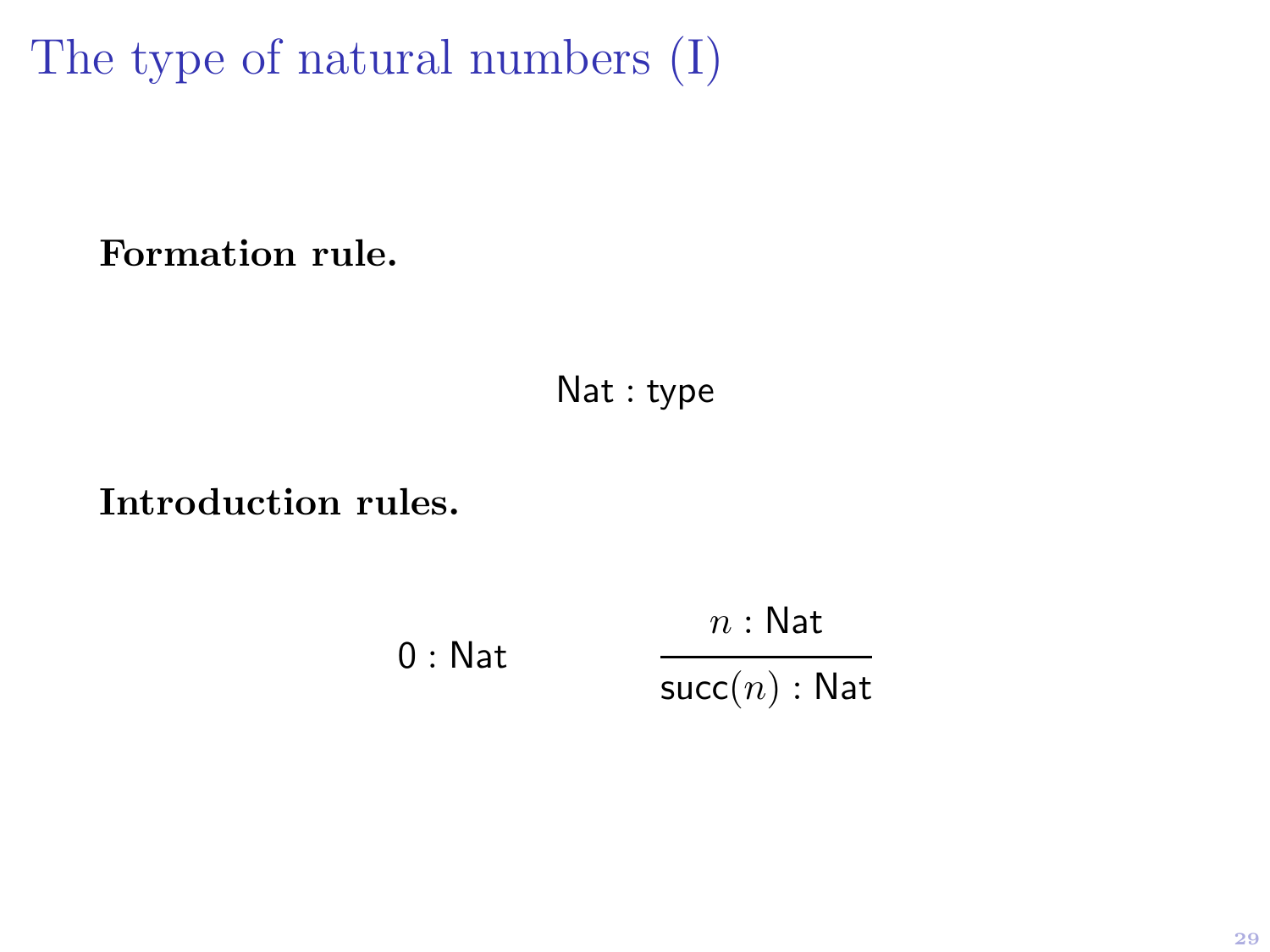# The type of natural numbers (I)

**Formation rule.**

$$\mathsf{Nat} : \mathsf{type}$$

**Introduction rules.**

$$\mathsf{0} : \mathsf{Nat} \qquad\qquad \frac{n : \mathsf{Nat}}{\mathsf{succ}(n) : \mathsf{Nat}}$$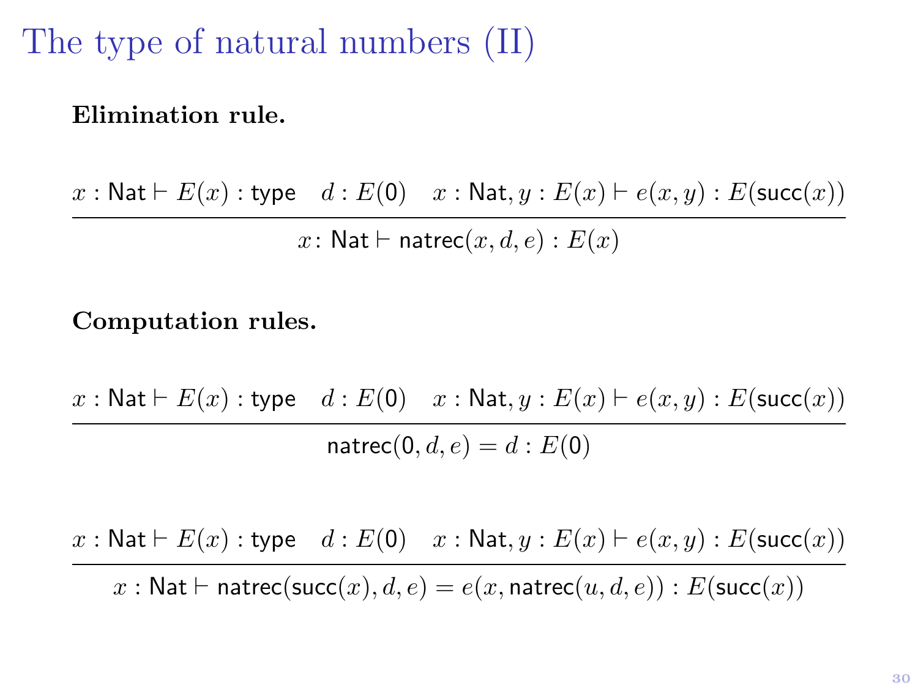# The type of natural numbers (II)

**Elimination rule.**

$$\frac{x : \mathsf{Nat} \vdash E(x) : \mathsf{type} \quad d : E(\mathsf{0}) \quad x : \mathsf{Nat}, y : E(x) \vdash e(x,y) : E(\mathsf{succ}(x))}{x\colon \mathsf{Nat} \vdash \mathsf{natrec}(x, d, e) : E(x)}$$

**Computation rules.**

$$\frac{x : \mathsf{Nat} \vdash E(x) : \mathsf{type} \quad d : E(\mathsf{0}) \quad x : \mathsf{Nat}, y : E(x) \vdash e(x,y) : E(\mathsf{succ}(x))}{\mathsf{natrec}(\mathsf{0}, d, e) = d : E(\mathsf{0})}$$

$$\frac{x : \mathsf{Nat} \vdash E(x) : \mathsf{type} \quad d : E(\mathsf{0}) \quad x : \mathsf{Nat}, y : E(x) \vdash e(x,y) : E(\mathsf{succ}(x))}{x : \mathsf{Nat} \vdash \mathsf{natrec}(\mathsf{succ}(x), d, e) = e(x, \mathsf{natrec}(u, d, e)) : E(\mathsf{succ}(x))}$$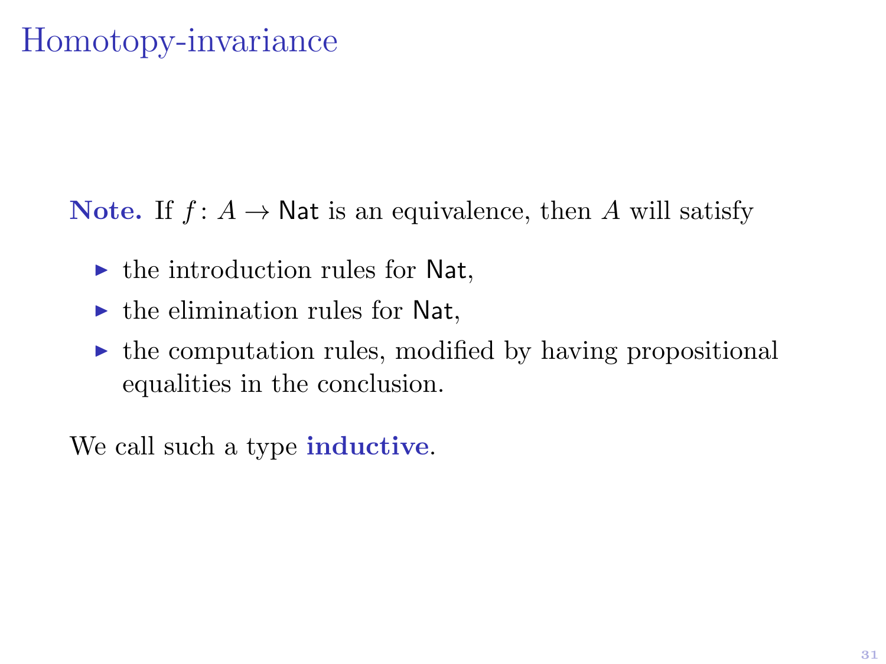# Homotopy-invariance

**Note.** If $f \colon A \to \mathsf{Nat}$ is an equivalence, then $A$ will satisfy

- the introduction rules for $\mathsf{Nat}$,
- the elimination rules for $\mathsf{Nat}$,
- the computation rules, modified by having propositional equalities in the conclusion.

We call such a type **inductive**.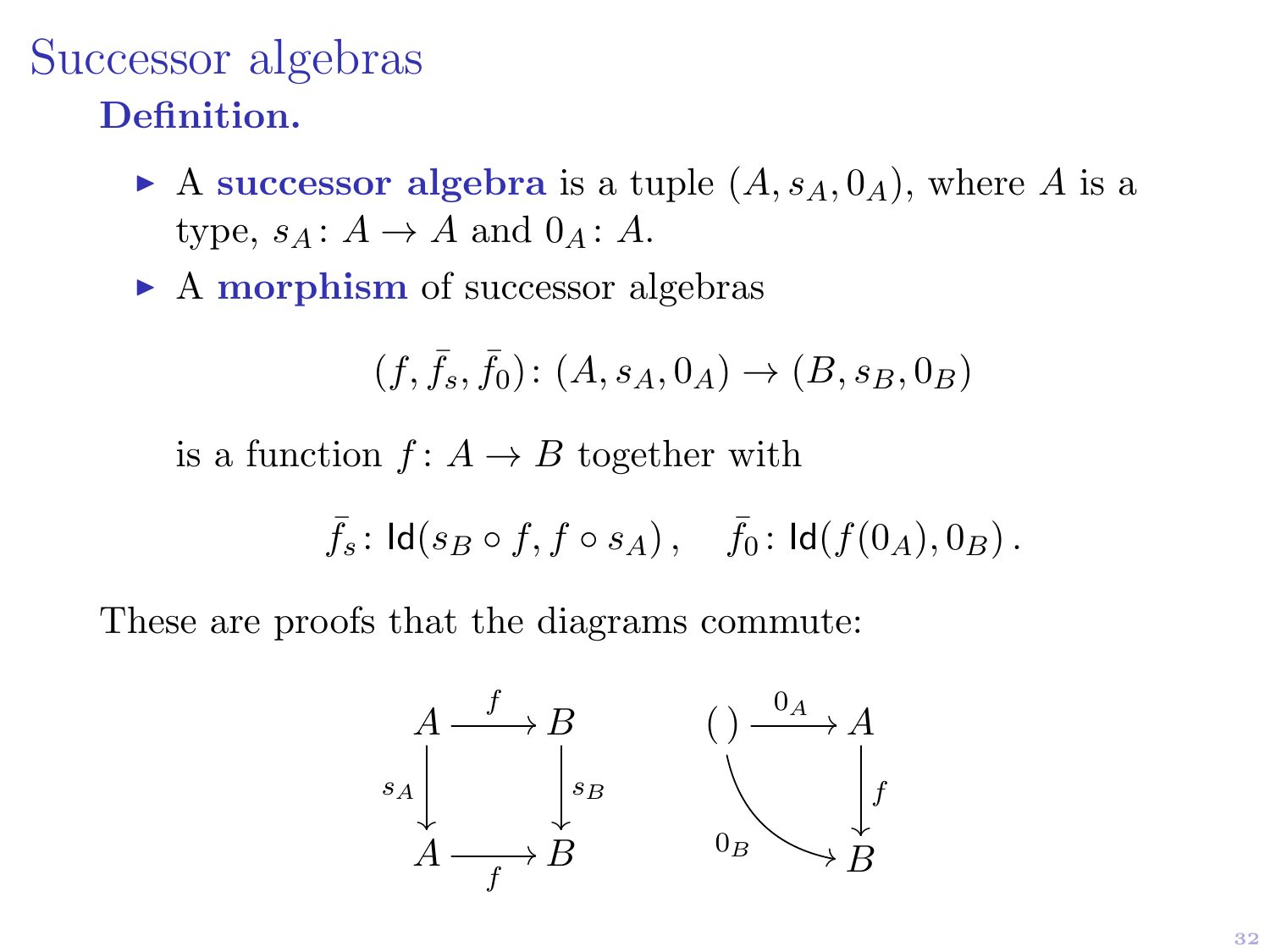# Successor algebras

**Definition.**

- A **successor algebra** is a tuple $(A, s_A, 0_A)$, where $A$ is a type, $s_A \colon A \to A$ and $0_A \colon A$.
- A **morphism** of successor algebras

$$(f, \bar{f}_s, \bar{f}_0) \colon (A, s_A, 0_A) \to (B, s_B, 0_B)$$

  is a function $f \colon A \to B$ together with

$$\bar{f}_s \colon \mathsf{Id}(s_B \circ f, f \circ s_A)\,, \quad \bar{f}_0 \colon \mathsf{Id}(f(0_A), 0_B)\,.$$

These are proofs that the diagrams commute:

$$\begin{array}{ccc} A & \xrightarrow{f} & B \\ {\scriptstyle s_A}\downarrow & & \downarrow{\scriptstyle s_B} \\ A & \xrightarrow[f]{} & B \end{array} \qquad \begin{array}{ccc} (\,) & \xrightarrow{0_A} & A \\ & {\scriptstyle 0_B}\searrow & \downarrow{\scriptstyle f} \\ & & B \end{array}$$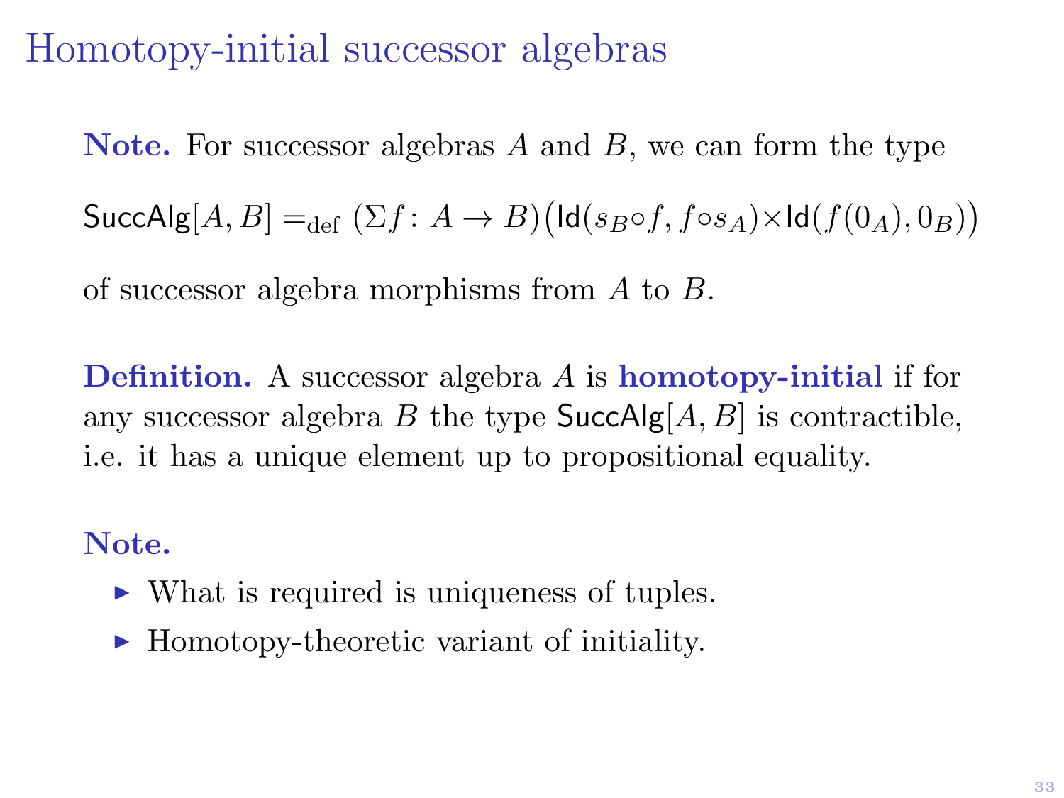# Homotopy-initial successor algebras

**Note.** For successor algebras $A$ and $B$, we can form the type

$$\mathsf{SuccAlg}[A, B] =_{\text{def}} (\Sigma f \colon A \to B)\big(\mathsf{Id}(s_B \circ f, f \circ s_A) \times \mathsf{Id}(f(0_A), 0_B)\big)$$

of successor algebra morphisms from $A$ to $B$.

**Definition.** A successor algebra $A$ is **homotopy-initial** if for any successor algebra $B$ the type $\mathsf{SuccAlg}[A, B]$ is contractible, i.e. it has a unique element up to propositional equality.

**Note.**

- What is required is uniqueness of tuples.
- Homotopy-theoretic variant of initiality.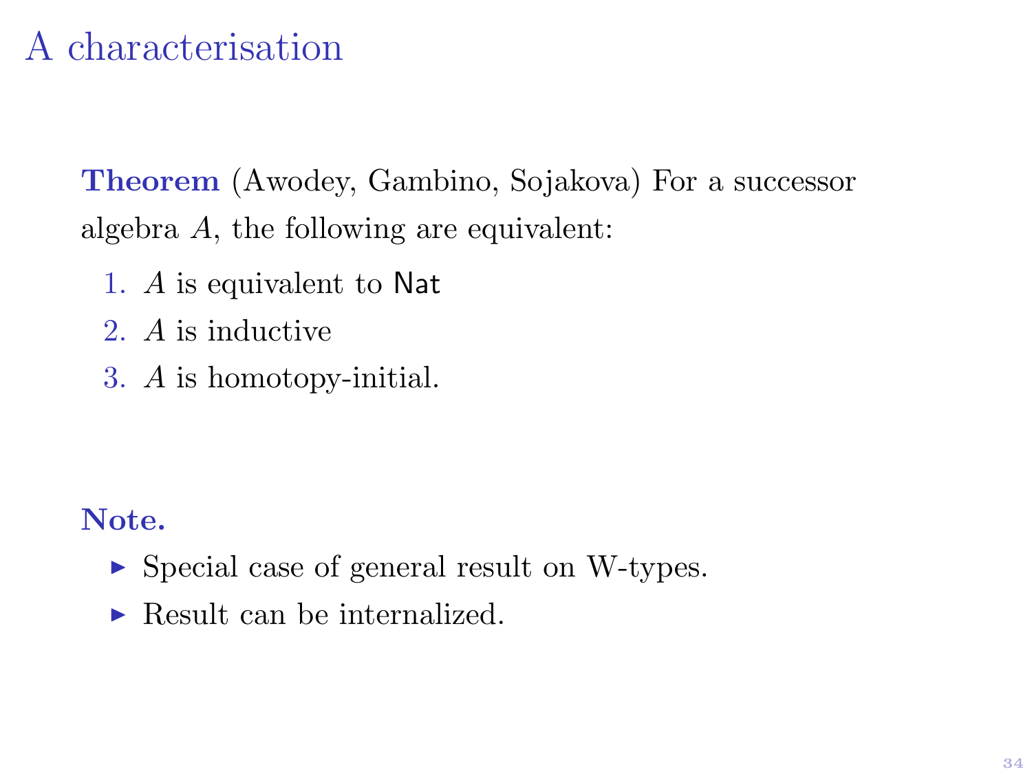# A characterisation

**Theorem** (Awodey, Gambino, Sojakova) For a successor algebra $A$, the following are equivalent:

1. $A$ is equivalent to $\mathsf{Nat}$
2. $A$ is inductive
3. $A$ is homotopy-initial.

**Note.**

- Special case of general result on W-types.
- Result can be internalized.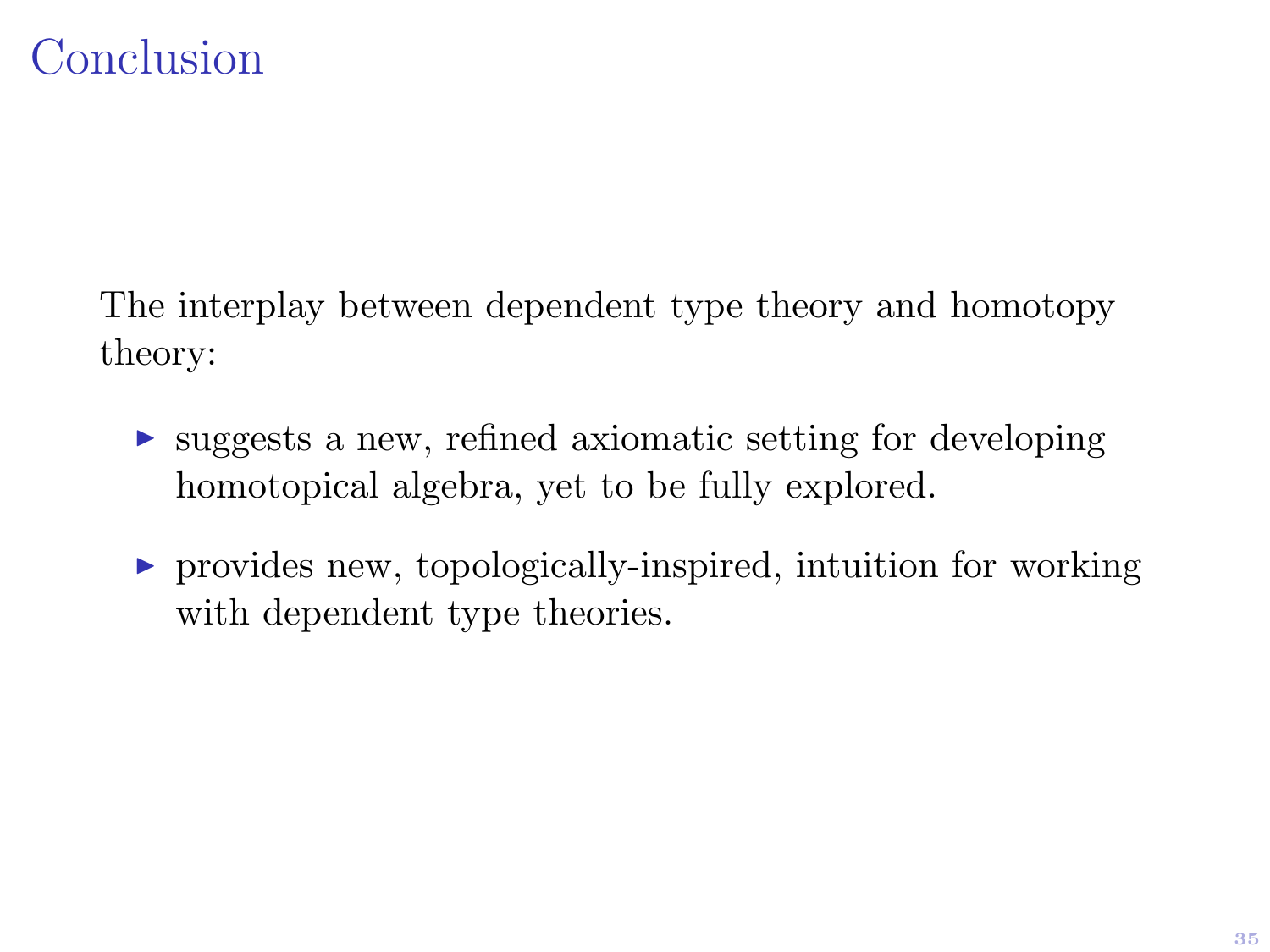# Conclusion

The interplay between dependent type theory and homotopy theory:

- suggests a new, refined axiomatic setting for developing homotopical algebra, yet to be fully explored.
- provides new, topologically-inspired, intuition for working with dependent type theories.